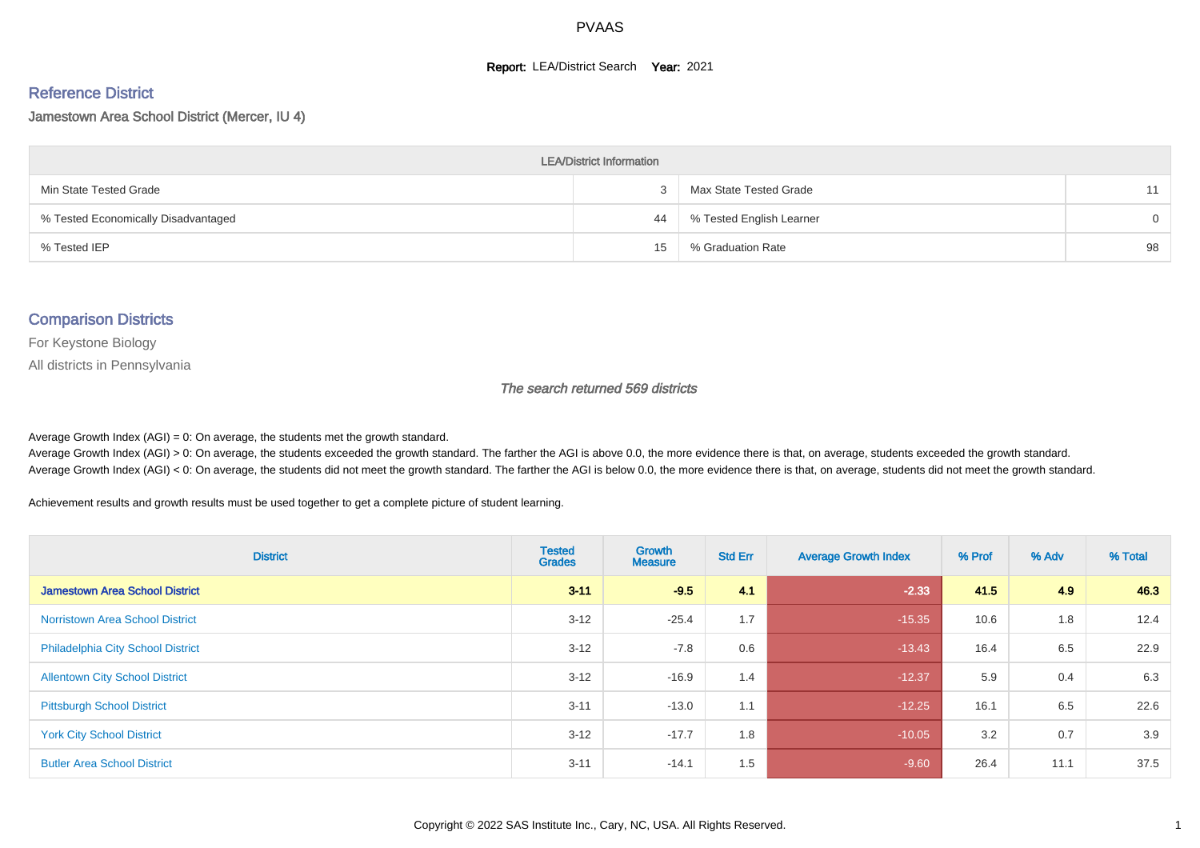# PVAAS

**Report:** LEA/District Search **Year:** 2021

## Reference District

Jamestown Area School District (Mercer, IU 4)

| LEA/District Information | | | |
|---|---|---|---|
| Min State Tested Grade | 3 | Max State Tested Grade | 11 |
| % Tested Economically Disadvantaged | 44 | % Tested English Learner | 0 |
| % Tested IEP | 15 | % Graduation Rate | 98 |

## Comparison Districts

For Keystone Biology

All districts in Pennsylvania

*The search returned 569 districts*

Average Growth Index (AGI) = 0: On average, the students met the growth standard.
Average Growth Index (AGI) > 0: On average, the students exceeded the growth standard. The farther the AGI is above 0.0, the more evidence there is that, on average, students exceeded the growth standard.
Average Growth Index (AGI) < 0: On average, the students did not meet the growth standard. The farther the AGI is below 0.0, the more evidence there is that, on average, students did not meet the growth standard.

Achievement results and growth results must be used together to get a complete picture of student learning.

| District | Tested Grades | Growth Measure | Std Err | Average Growth Index | % Prof | % Adv | % Total |
|---|---|---|---|---|---|---|---|
| **Jamestown Area School District** | **3-11** | **-9.5** | **4.1** | **-2.33** | **41.5** | **4.9** | **46.3** |
| Norristown Area School District | 3-12 | -25.4 | 1.7 | -15.35 | 10.6 | 1.8 | 12.4 |
| Philadelphia City School District | 3-12 | -7.8 | 0.6 | -13.43 | 16.4 | 6.5 | 22.9 |
| Allentown City School District | 3-12 | -16.9 | 1.4 | -12.37 | 5.9 | 0.4 | 6.3 |
| Pittsburgh School District | 3-11 | -13.0 | 1.1 | -12.25 | 16.1 | 6.5 | 22.6 |
| York City School District | 3-12 | -17.7 | 1.8 | -10.05 | 3.2 | 0.7 | 3.9 |
| Butler Area School District | 3-11 | -14.1 | 1.5 | -9.60 | 26.4 | 11.1 | 37.5 |

Copyright © 2022 SAS Institute Inc., Cary, NC, USA. All Rights Reserved.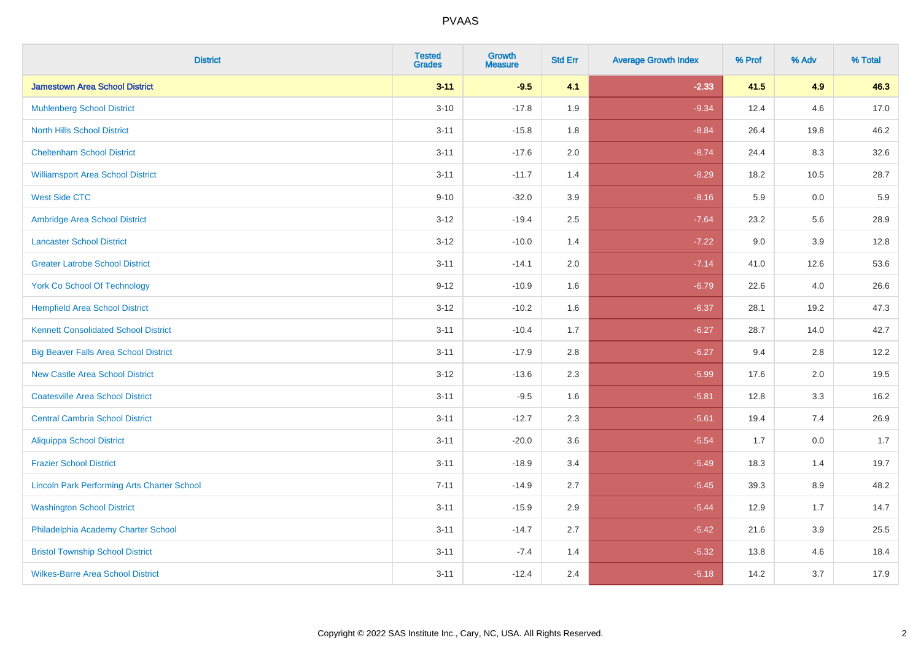| District | Tested Grades | Growth Measure | Std Err | Average Growth Index | % Prof | % Adv | % Total |
|---|---|---|---|---|---|---|---|
| **Jamestown Area School District** | **3-11** | **-9.5** | **4.1** | **-2.33** | **41.5** | **4.9** | **46.3** |
| Muhlenberg School District | 3-10 | -17.8 | 1.9 | -9.34 | 12.4 | 4.6 | 17.0 |
| North Hills School District | 3-11 | -15.8 | 1.8 | -8.84 | 26.4 | 19.8 | 46.2 |
| Cheltenham School District | 3-11 | -17.6 | 2.0 | -8.74 | 24.4 | 8.3 | 32.6 |
| Williamsport Area School District | 3-11 | -11.7 | 1.4 | -8.29 | 18.2 | 10.5 | 28.7 |
| West Side CTC | 9-10 | -32.0 | 3.9 | -8.16 | 5.9 | 0.0 | 5.9 |
| Ambridge Area School District | 3-12 | -19.4 | 2.5 | -7.64 | 23.2 | 5.6 | 28.9 |
| Lancaster School District | 3-12 | -10.0 | 1.4 | -7.22 | 9.0 | 3.9 | 12.8 |
| Greater Latrobe School District | 3-11 | -14.1 | 2.0 | -7.14 | 41.0 | 12.6 | 53.6 |
| York Co School Of Technology | 9-12 | -10.9 | 1.6 | -6.79 | 22.6 | 4.0 | 26.6 |
| Hempfield Area School District | 3-12 | -10.2 | 1.6 | -6.37 | 28.1 | 19.2 | 47.3 |
| Kennett Consolidated School District | 3-11 | -10.4 | 1.7 | -6.27 | 28.7 | 14.0 | 42.7 |
| Big Beaver Falls Area School District | 3-11 | -17.9 | 2.8 | -6.27 | 9.4 | 2.8 | 12.2 |
| New Castle Area School District | 3-12 | -13.6 | 2.3 | -5.99 | 17.6 | 2.0 | 19.5 |
| Coatesville Area School District | 3-11 | -9.5 | 1.6 | -5.81 | 12.8 | 3.3 | 16.2 |
| Central Cambria School District | 3-11 | -12.7 | 2.3 | -5.61 | 19.4 | 7.4 | 26.9 |
| Aliquippa School District | 3-11 | -20.0 | 3.6 | -5.54 | 1.7 | 0.0 | 1.7 |
| Frazier School District | 3-11 | -18.9 | 3.4 | -5.49 | 18.3 | 1.4 | 19.7 |
| Lincoln Park Performing Arts Charter School | 7-11 | -14.9 | 2.7 | -5.45 | 39.3 | 8.9 | 48.2 |
| Washington School District | 3-11 | -15.9 | 2.9 | -5.44 | 12.9 | 1.7 | 14.7 |
| Philadelphia Academy Charter School | 3-11 | -14.7 | 2.7 | -5.42 | 21.6 | 3.9 | 25.5 |
| Bristol Township School District | 3-11 | -7.4 | 1.4 | -5.32 | 13.8 | 4.6 | 18.4 |
| Wilkes-Barre Area School District | 3-11 | -12.4 | 2.4 | -5.18 | 14.2 | 3.7 | 17.9 |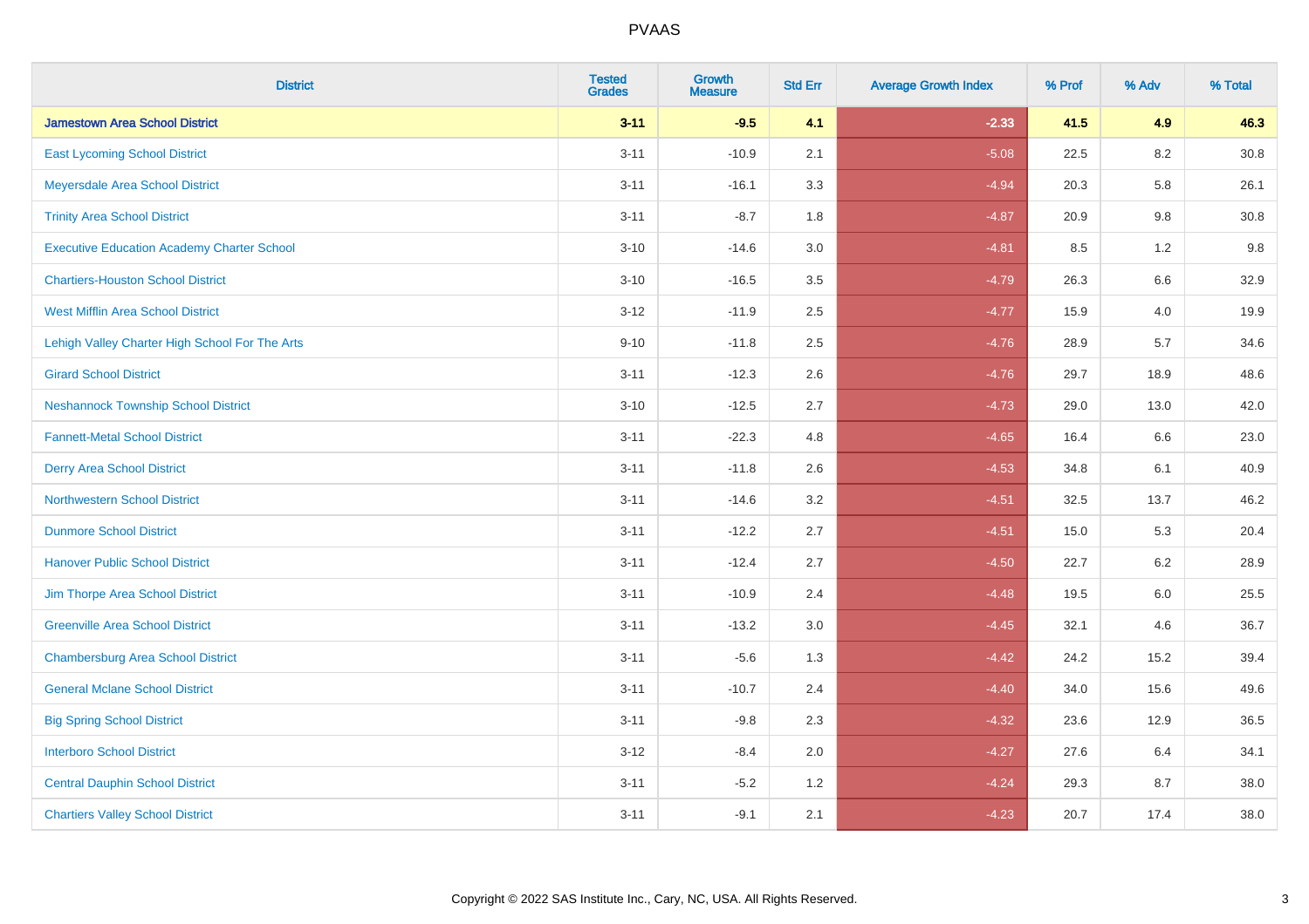# PVAAS

| District | Tested Grades | Growth Measure | Std Err | Average Growth Index | % Prof | % Adv | % Total |
|---|---|---|---|---|---|---|---|
| **Jamestown Area School District** | **3-11** | **-9.5** | **4.1** | **-2.33** | **41.5** | **4.9** | **46.3** |
| East Lycoming School District | 3-11 | -10.9 | 2.1 | -5.08 | 22.5 | 8.2 | 30.8 |
| Meyersdale Area School District | 3-11 | -16.1 | 3.3 | -4.94 | 20.3 | 5.8 | 26.1 |
| Trinity Area School District | 3-11 | -8.7 | 1.8 | -4.87 | 20.9 | 9.8 | 30.8 |
| Executive Education Academy Charter School | 3-10 | -14.6 | 3.0 | -4.81 | 8.5 | 1.2 | 9.8 |
| Chartiers-Houston School District | 3-10 | -16.5 | 3.5 | -4.79 | 26.3 | 6.6 | 32.9 |
| West Mifflin Area School District | 3-12 | -11.9 | 2.5 | -4.77 | 15.9 | 4.0 | 19.9 |
| Lehigh Valley Charter High School For The Arts | 9-10 | -11.8 | 2.5 | -4.76 | 28.9 | 5.7 | 34.6 |
| Girard School District | 3-11 | -12.3 | 2.6 | -4.76 | 29.7 | 18.9 | 48.6 |
| Neshannock Township School District | 3-10 | -12.5 | 2.7 | -4.73 | 29.0 | 13.0 | 42.0 |
| Fannett-Metal School District | 3-11 | -22.3 | 4.8 | -4.65 | 16.4 | 6.6 | 23.0 |
| Derry Area School District | 3-11 | -11.8 | 2.6 | -4.53 | 34.8 | 6.1 | 40.9 |
| Northwestern School District | 3-11 | -14.6 | 3.2 | -4.51 | 32.5 | 13.7 | 46.2 |
| Dunmore School District | 3-11 | -12.2 | 2.7 | -4.51 | 15.0 | 5.3 | 20.4 |
| Hanover Public School District | 3-11 | -12.4 | 2.7 | -4.50 | 22.7 | 6.2 | 28.9 |
| Jim Thorpe Area School District | 3-11 | -10.9 | 2.4 | -4.48 | 19.5 | 6.0 | 25.5 |
| Greenville Area School District | 3-11 | -13.2 | 3.0 | -4.45 | 32.1 | 4.6 | 36.7 |
| Chambersburg Area School District | 3-11 | -5.6 | 1.3 | -4.42 | 24.2 | 15.2 | 39.4 |
| General Mclane School District | 3-11 | -10.7 | 2.4 | -4.40 | 34.0 | 15.6 | 49.6 |
| Big Spring School District | 3-11 | -9.8 | 2.3 | -4.32 | 23.6 | 12.9 | 36.5 |
| Interboro School District | 3-12 | -8.4 | 2.0 | -4.27 | 27.6 | 6.4 | 34.1 |
| Central Dauphin School District | 3-11 | -5.2 | 1.2 | -4.24 | 29.3 | 8.7 | 38.0 |
| Chartiers Valley School District | 3-11 | -9.1 | 2.1 | -4.23 | 20.7 | 17.4 | 38.0 |

Copyright © 2022 SAS Institute Inc., Cary, NC, USA. All Rights Reserved.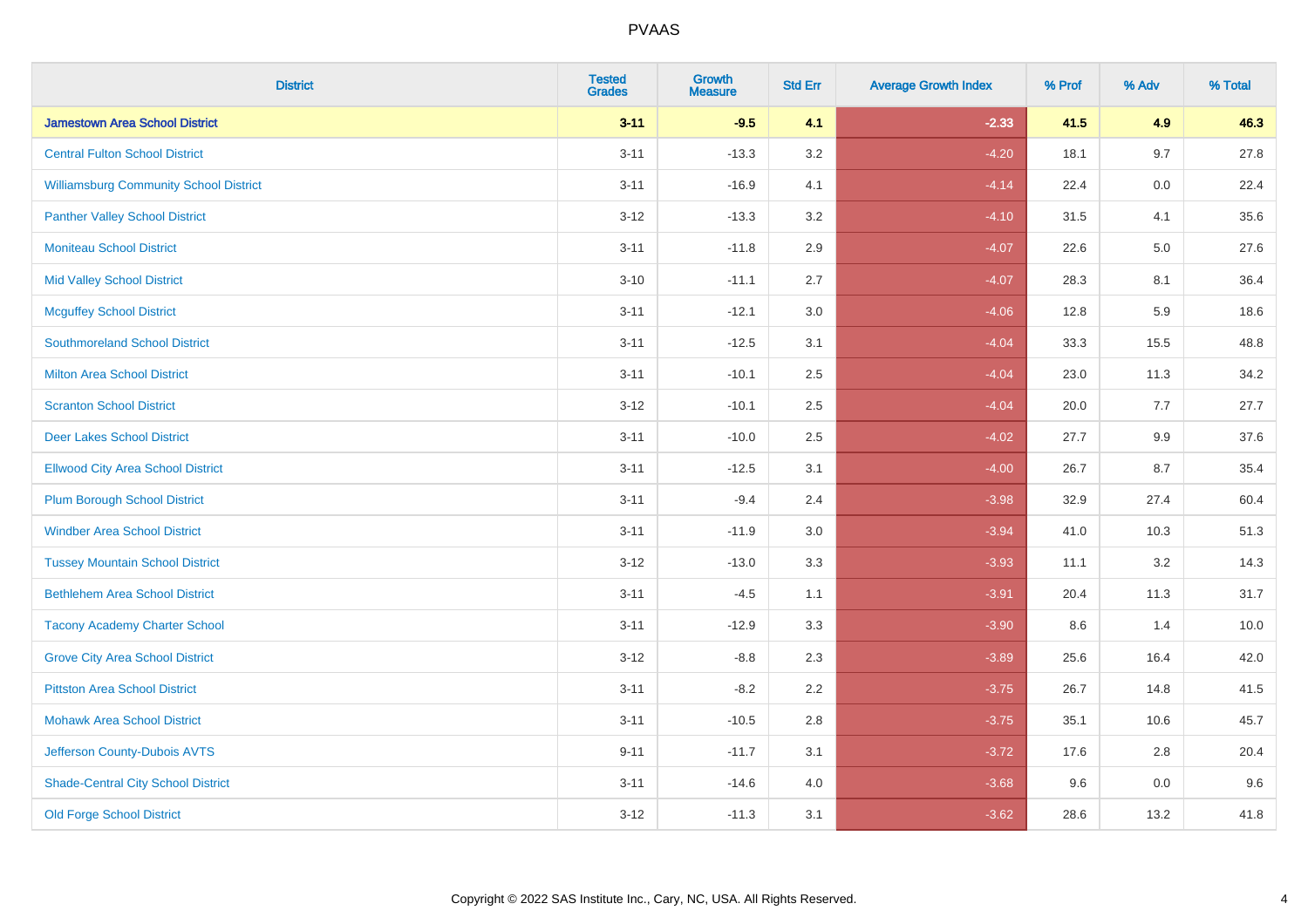# PVAAS

| District | Tested Grades | Growth Measure | Std Err | Average Growth Index | % Prof | % Adv | % Total |
|---|---|---|---|---|---|---|---|
| **Jamestown Area School District** | **3-11** | **-9.5** | **4.1** | **-2.33** | **41.5** | **4.9** | **46.3** |
| Central Fulton School District | 3-11 | -13.3 | 3.2 | -4.20 | 18.1 | 9.7 | 27.8 |
| Williamsburg Community School District | 3-11 | -16.9 | 4.1 | -4.14 | 22.4 | 0.0 | 22.4 |
| Panther Valley School District | 3-12 | -13.3 | 3.2 | -4.10 | 31.5 | 4.1 | 35.6 |
| Moniteau School District | 3-11 | -11.8 | 2.9 | -4.07 | 22.6 | 5.0 | 27.6 |
| Mid Valley School District | 3-10 | -11.1 | 2.7 | -4.07 | 28.3 | 8.1 | 36.4 |
| Mcguffey School District | 3-11 | -12.1 | 3.0 | -4.06 | 12.8 | 5.9 | 18.6 |
| Southmoreland School District | 3-11 | -12.5 | 3.1 | -4.04 | 33.3 | 15.5 | 48.8 |
| Milton Area School District | 3-11 | -10.1 | 2.5 | -4.04 | 23.0 | 11.3 | 34.2 |
| Scranton School District | 3-12 | -10.1 | 2.5 | -4.04 | 20.0 | 7.7 | 27.7 |
| Deer Lakes School District | 3-11 | -10.0 | 2.5 | -4.02 | 27.7 | 9.9 | 37.6 |
| Ellwood City Area School District | 3-11 | -12.5 | 3.1 | -4.00 | 26.7 | 8.7 | 35.4 |
| Plum Borough School District | 3-11 | -9.4 | 2.4 | -3.98 | 32.9 | 27.4 | 60.4 |
| Windber Area School District | 3-11 | -11.9 | 3.0 | -3.94 | 41.0 | 10.3 | 51.3 |
| Tussey Mountain School District | 3-12 | -13.0 | 3.3 | -3.93 | 11.1 | 3.2 | 14.3 |
| Bethlehem Area School District | 3-11 | -4.5 | 1.1 | -3.91 | 20.4 | 11.3 | 31.7 |
| Tacony Academy Charter School | 3-11 | -12.9 | 3.3 | -3.90 | 8.6 | 1.4 | 10.0 |
| Grove City Area School District | 3-12 | -8.8 | 2.3 | -3.89 | 25.6 | 16.4 | 42.0 |
| Pittston Area School District | 3-11 | -8.2 | 2.2 | -3.75 | 26.7 | 14.8 | 41.5 |
| Mohawk Area School District | 3-11 | -10.5 | 2.8 | -3.75 | 35.1 | 10.6 | 45.7 |
| Jefferson County-Dubois AVTS | 9-11 | -11.7 | 3.1 | -3.72 | 17.6 | 2.8 | 20.4 |
| Shade-Central City School District | 3-11 | -14.6 | 4.0 | -3.68 | 9.6 | 0.0 | 9.6 |
| Old Forge School District | 3-12 | -11.3 | 3.1 | -3.62 | 28.6 | 13.2 | 41.8 |

Copyright © 2022 SAS Institute Inc., Cary, NC, USA. All Rights Reserved.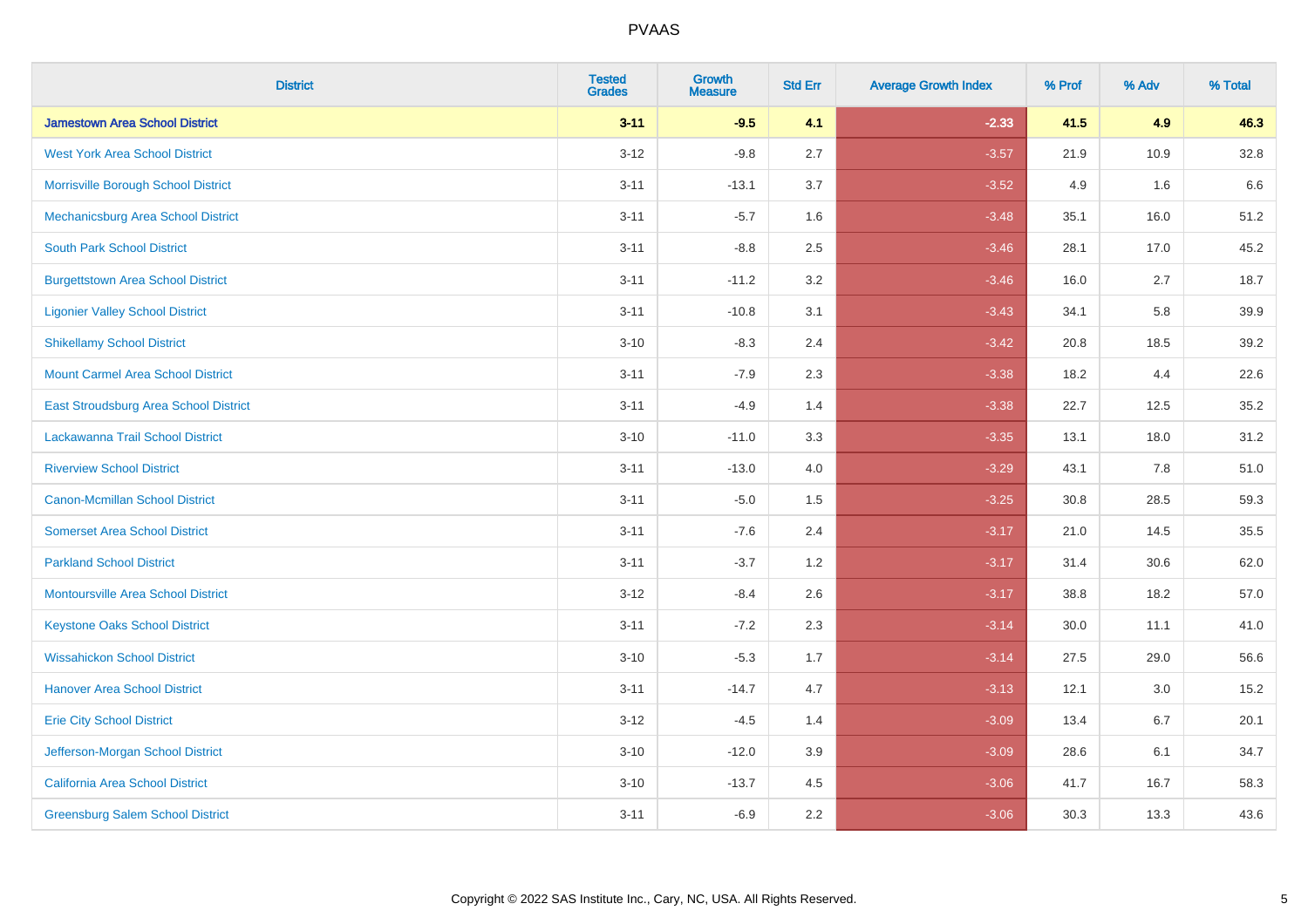PVAAS

| District | Tested Grades | Growth Measure | Std Err | Average Growth Index | % Prof | % Adv | % Total |
|---|---|---|---|---|---|---|---|
| **Jamestown Area School District** | **3-11** | **-9.5** | **4.1** | **-2.33** | **41.5** | **4.9** | **46.3** |
| West York Area School District | 3-12 | -9.8 | 2.7 | -3.57 | 21.9 | 10.9 | 32.8 |
| Morrisville Borough School District | 3-11 | -13.1 | 3.7 | -3.52 | 4.9 | 1.6 | 6.6 |
| Mechanicsburg Area School District | 3-11 | -5.7 | 1.6 | -3.48 | 35.1 | 16.0 | 51.2 |
| South Park School District | 3-11 | -8.8 | 2.5 | -3.46 | 28.1 | 17.0 | 45.2 |
| Burgettstown Area School District | 3-11 | -11.2 | 3.2 | -3.46 | 16.0 | 2.7 | 18.7 |
| Ligonier Valley School District | 3-11 | -10.8 | 3.1 | -3.43 | 34.1 | 5.8 | 39.9 |
| Shikellamy School District | 3-10 | -8.3 | 2.4 | -3.42 | 20.8 | 18.5 | 39.2 |
| Mount Carmel Area School District | 3-11 | -7.9 | 2.3 | -3.38 | 18.2 | 4.4 | 22.6 |
| East Stroudsburg Area School District | 3-11 | -4.9 | 1.4 | -3.38 | 22.7 | 12.5 | 35.2 |
| Lackawanna Trail School District | 3-10 | -11.0 | 3.3 | -3.35 | 13.1 | 18.0 | 31.2 |
| Riverview School District | 3-11 | -13.0 | 4.0 | -3.29 | 43.1 | 7.8 | 51.0 |
| Canon-Mcmillan School District | 3-11 | -5.0 | 1.5 | -3.25 | 30.8 | 28.5 | 59.3 |
| Somerset Area School District | 3-11 | -7.6 | 2.4 | -3.17 | 21.0 | 14.5 | 35.5 |
| Parkland School District | 3-11 | -3.7 | 1.2 | -3.17 | 31.4 | 30.6 | 62.0 |
| Montoursville Area School District | 3-12 | -8.4 | 2.6 | -3.17 | 38.8 | 18.2 | 57.0 |
| Keystone Oaks School District | 3-11 | -7.2 | 2.3 | -3.14 | 30.0 | 11.1 | 41.0 |
| Wissahickon School District | 3-10 | -5.3 | 1.7 | -3.14 | 27.5 | 29.0 | 56.6 |
| Hanover Area School District | 3-11 | -14.7 | 4.7 | -3.13 | 12.1 | 3.0 | 15.2 |
| Erie City School District | 3-12 | -4.5 | 1.4 | -3.09 | 13.4 | 6.7 | 20.1 |
| Jefferson-Morgan School District | 3-10 | -12.0 | 3.9 | -3.09 | 28.6 | 6.1 | 34.7 |
| California Area School District | 3-10 | -13.7 | 4.5 | -3.06 | 41.7 | 16.7 | 58.3 |
| Greensburg Salem School District | 3-11 | -6.9 | 2.2 | -3.06 | 30.3 | 13.3 | 43.6 |

Copyright © 2022 SAS Institute Inc., Cary, NC, USA. All Rights Reserved.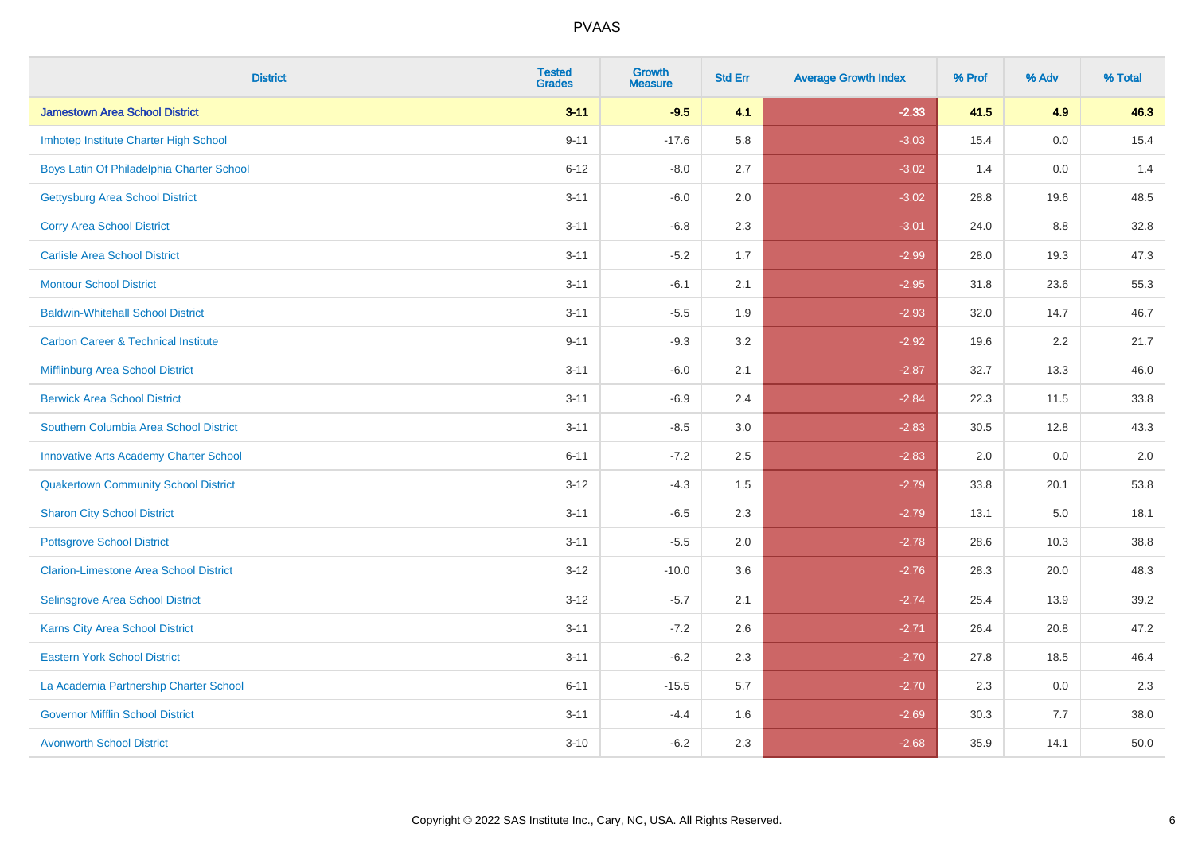# PVAAS

| District | Tested Grades | Growth Measure | Std Err | Average Growth Index | % Prof | % Adv | % Total |
|---|---|---|---|---|---|---|---|
| **Jamestown Area School District** | **3-11** | **-9.5** | **4.1** | **-2.33** | **41.5** | **4.9** | **46.3** |
| Imhotep Institute Charter High School | 9-11 | -17.6 | 5.8 | -3.03 | 15.4 | 0.0 | 15.4 |
| Boys Latin Of Philadelphia Charter School | 6-12 | -8.0 | 2.7 | -3.02 | 1.4 | 0.0 | 1.4 |
| Gettysburg Area School District | 3-11 | -6.0 | 2.0 | -3.02 | 28.8 | 19.6 | 48.5 |
| Corry Area School District | 3-11 | -6.8 | 2.3 | -3.01 | 24.0 | 8.8 | 32.8 |
| Carlisle Area School District | 3-11 | -5.2 | 1.7 | -2.99 | 28.0 | 19.3 | 47.3 |
| Montour School District | 3-11 | -6.1 | 2.1 | -2.95 | 31.8 | 23.6 | 55.3 |
| Baldwin-Whitehall School District | 3-11 | -5.5 | 1.9 | -2.93 | 32.0 | 14.7 | 46.7 |
| Carbon Career & Technical Institute | 9-11 | -9.3 | 3.2 | -2.92 | 19.6 | 2.2 | 21.7 |
| Mifflinburg Area School District | 3-11 | -6.0 | 2.1 | -2.87 | 32.7 | 13.3 | 46.0 |
| Berwick Area School District | 3-11 | -6.9 | 2.4 | -2.84 | 22.3 | 11.5 | 33.8 |
| Southern Columbia Area School District | 3-11 | -8.5 | 3.0 | -2.83 | 30.5 | 12.8 | 43.3 |
| Innovative Arts Academy Charter School | 6-11 | -7.2 | 2.5 | -2.83 | 2.0 | 0.0 | 2.0 |
| Quakertown Community School District | 3-12 | -4.3 | 1.5 | -2.79 | 33.8 | 20.1 | 53.8 |
| Sharon City School District | 3-11 | -6.5 | 2.3 | -2.79 | 13.1 | 5.0 | 18.1 |
| Pottsgrove School District | 3-11 | -5.5 | 2.0 | -2.78 | 28.6 | 10.3 | 38.8 |
| Clarion-Limestone Area School District | 3-12 | -10.0 | 3.6 | -2.76 | 28.3 | 20.0 | 48.3 |
| Selinsgrove Area School District | 3-12 | -5.7 | 2.1 | -2.74 | 25.4 | 13.9 | 39.2 |
| Karns City Area School District | 3-11 | -7.2 | 2.6 | -2.71 | 26.4 | 20.8 | 47.2 |
| Eastern York School District | 3-11 | -6.2 | 2.3 | -2.70 | 27.8 | 18.5 | 46.4 |
| La Academia Partnership Charter School | 6-11 | -15.5 | 5.7 | -2.70 | 2.3 | 0.0 | 2.3 |
| Governor Mifflin School District | 3-11 | -4.4 | 1.6 | -2.69 | 30.3 | 7.7 | 38.0 |
| Avonworth School District | 3-10 | -6.2 | 2.3 | -2.68 | 35.9 | 14.1 | 50.0 |

Copyright © 2022 SAS Institute Inc., Cary, NC, USA. All Rights Reserved.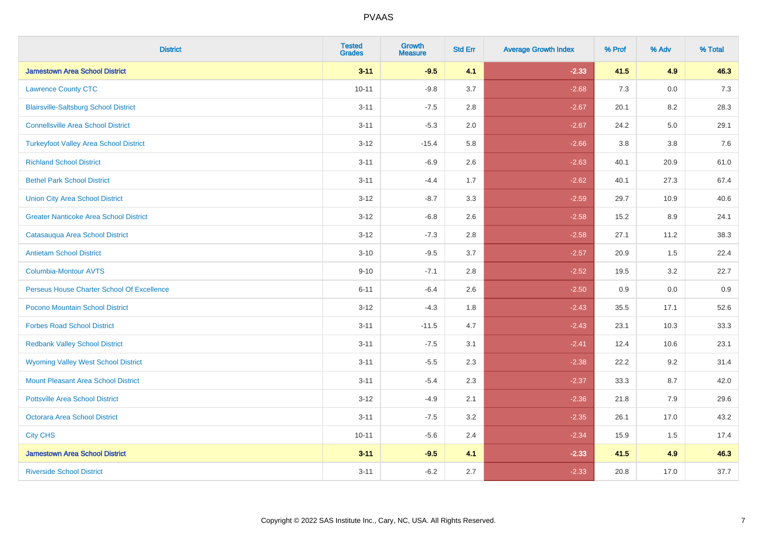PVAAS

| District | Tested Grades | Growth Measure | Std Err | Average Growth Index | % Prof | % Adv | % Total |
|---|---|---|---|---|---|---|---|
| **Jamestown Area School District** | **3-11** | **-9.5** | **4.1** | **-2.33** | **41.5** | **4.9** | **46.3** |
| Lawrence County CTC | 10-11 | -9.8 | 3.7 | -2.68 | 7.3 | 0.0 | 7.3 |
| Blairsville-Saltsburg School District | 3-11 | -7.5 | 2.8 | -2.67 | 20.1 | 8.2 | 28.3 |
| Connellsville Area School District | 3-11 | -5.3 | 2.0 | -2.67 | 24.2 | 5.0 | 29.1 |
| Turkeyfoot Valley Area School District | 3-12 | -15.4 | 5.8 | -2.66 | 3.8 | 3.8 | 7.6 |
| Richland School District | 3-11 | -6.9 | 2.6 | -2.63 | 40.1 | 20.9 | 61.0 |
| Bethel Park School District | 3-11 | -4.4 | 1.7 | -2.62 | 40.1 | 27.3 | 67.4 |
| Union City Area School District | 3-12 | -8.7 | 3.3 | -2.59 | 29.7 | 10.9 | 40.6 |
| Greater Nanticoke Area School District | 3-12 | -6.8 | 2.6 | -2.58 | 15.2 | 8.9 | 24.1 |
| Catasauqua Area School District | 3-12 | -7.3 | 2.8 | -2.58 | 27.1 | 11.2 | 38.3 |
| Antietam School District | 3-10 | -9.5 | 3.7 | -2.57 | 20.9 | 1.5 | 22.4 |
| Columbia-Montour AVTS | 9-10 | -7.1 | 2.8 | -2.52 | 19.5 | 3.2 | 22.7 |
| Perseus House Charter School Of Excellence | 6-11 | -6.4 | 2.6 | -2.50 | 0.9 | 0.0 | 0.9 |
| Pocono Mountain School District | 3-12 | -4.3 | 1.8 | -2.43 | 35.5 | 17.1 | 52.6 |
| Forbes Road School District | 3-11 | -11.5 | 4.7 | -2.43 | 23.1 | 10.3 | 33.3 |
| Redbank Valley School District | 3-11 | -7.5 | 3.1 | -2.41 | 12.4 | 10.6 | 23.1 |
| Wyoming Valley West School District | 3-11 | -5.5 | 2.3 | -2.38 | 22.2 | 9.2 | 31.4 |
| Mount Pleasant Area School District | 3-11 | -5.4 | 2.3 | -2.37 | 33.3 | 8.7 | 42.0 |
| Pottsville Area School District | 3-12 | -4.9 | 2.1 | -2.36 | 21.8 | 7.9 | 29.6 |
| Octorara Area School District | 3-11 | -7.5 | 3.2 | -2.35 | 26.1 | 17.0 | 43.2 |
| City CHS | 10-11 | -5.6 | 2.4 | -2.34 | 15.9 | 1.5 | 17.4 |
| **Jamestown Area School District** | **3-11** | **-9.5** | **4.1** | **-2.33** | **41.5** | **4.9** | **46.3** |
| Riverside School District | 3-11 | -6.2 | 2.7 | -2.33 | 20.8 | 17.0 | 37.7 |

Copyright © 2022 SAS Institute Inc., Cary, NC, USA. All Rights Reserved.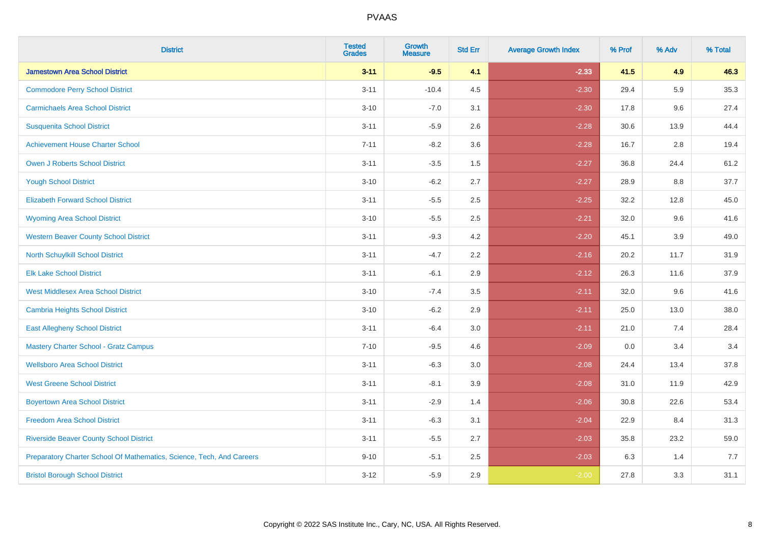# PVAAS

| District | Tested Grades | Growth Measure | Std Err | Average Growth Index | % Prof | % Adv | % Total |
|---|---|---|---|---|---|---|---|
| **Jamestown Area School District** | **3-11** | **-9.5** | **4.1** | **-2.33** | **41.5** | **4.9** | **46.3** |
| Commodore Perry School District | 3-11 | -10.4 | 4.5 | -2.30 | 29.4 | 5.9 | 35.3 |
| Carmichaels Area School District | 3-10 | -7.0 | 3.1 | -2.30 | 17.8 | 9.6 | 27.4 |
| Susquenita School District | 3-11 | -5.9 | 2.6 | -2.28 | 30.6 | 13.9 | 44.4 |
| Achievement House Charter School | 7-11 | -8.2 | 3.6 | -2.28 | 16.7 | 2.8 | 19.4 |
| Owen J Roberts School District | 3-11 | -3.5 | 1.5 | -2.27 | 36.8 | 24.4 | 61.2 |
| Yough School District | 3-10 | -6.2 | 2.7 | -2.27 | 28.9 | 8.8 | 37.7 |
| Elizabeth Forward School District | 3-11 | -5.5 | 2.5 | -2.25 | 32.2 | 12.8 | 45.0 |
| Wyoming Area School District | 3-10 | -5.5 | 2.5 | -2.21 | 32.0 | 9.6 | 41.6 |
| Western Beaver County School District | 3-11 | -9.3 | 4.2 | -2.20 | 45.1 | 3.9 | 49.0 |
| North Schuylkill School District | 3-11 | -4.7 | 2.2 | -2.16 | 20.2 | 11.7 | 31.9 |
| Elk Lake School District | 3-11 | -6.1 | 2.9 | -2.12 | 26.3 | 11.6 | 37.9 |
| West Middlesex Area School District | 3-10 | -7.4 | 3.5 | -2.11 | 32.0 | 9.6 | 41.6 |
| Cambria Heights School District | 3-10 | -6.2 | 2.9 | -2.11 | 25.0 | 13.0 | 38.0 |
| East Allegheny School District | 3-11 | -6.4 | 3.0 | -2.11 | 21.0 | 7.4 | 28.4 |
| Mastery Charter School - Gratz Campus | 7-10 | -9.5 | 4.6 | -2.09 | 0.0 | 3.4 | 3.4 |
| Wellsboro Area School District | 3-11 | -6.3 | 3.0 | -2.08 | 24.4 | 13.4 | 37.8 |
| West Greene School District | 3-11 | -8.1 | 3.9 | -2.08 | 31.0 | 11.9 | 42.9 |
| Boyertown Area School District | 3-11 | -2.9 | 1.4 | -2.06 | 30.8 | 22.6 | 53.4 |
| Freedom Area School District | 3-11 | -6.3 | 3.1 | -2.04 | 22.9 | 8.4 | 31.3 |
| Riverside Beaver County School District | 3-11 | -5.5 | 2.7 | -2.03 | 35.8 | 23.2 | 59.0 |
| Preparatory Charter School Of Mathematics, Science, Tech, And Careers | 9-10 | -5.1 | 2.5 | -2.03 | 6.3 | 1.4 | 7.7 |
| Bristol Borough School District | 3-12 | -5.9 | 2.9 | -2.00 | 27.8 | 3.3 | 31.1 |

Copyright © 2022 SAS Institute Inc., Cary, NC, USA. All Rights Reserved.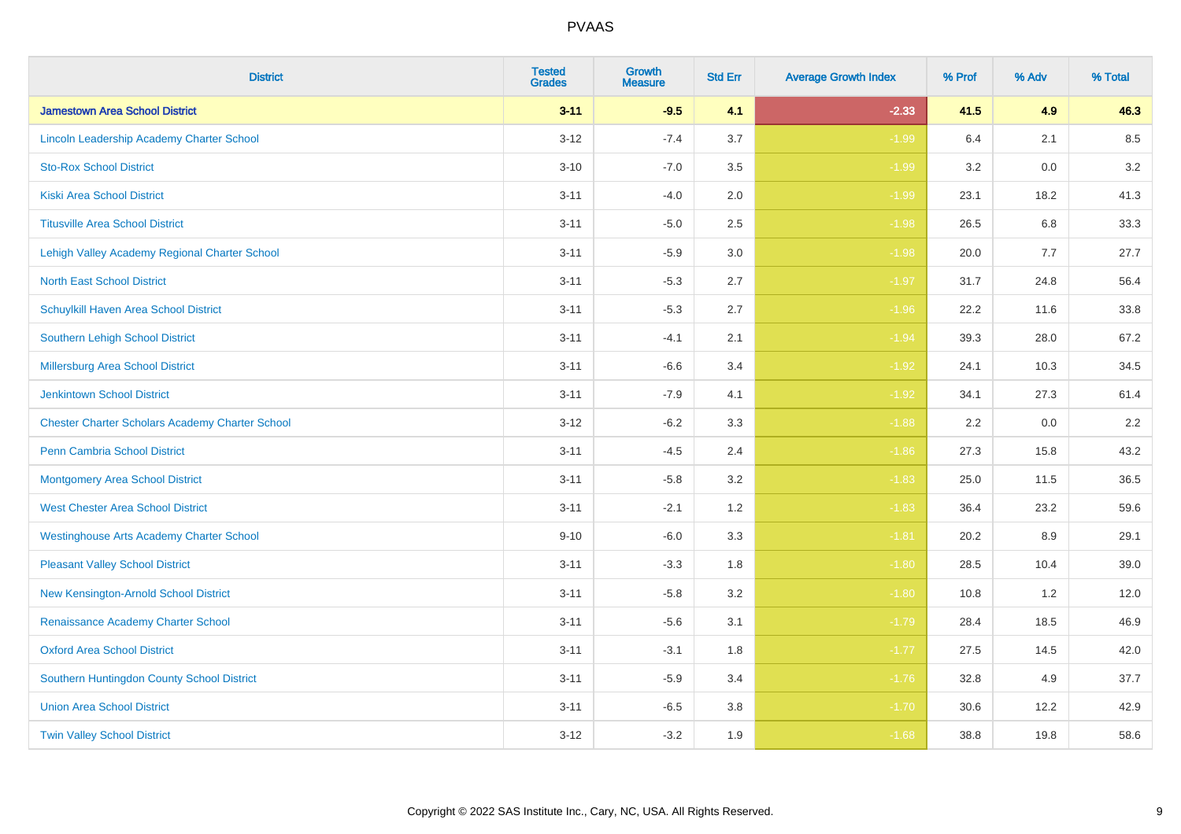| District | Tested Grades | Growth Measure | Std Err | Average Growth Index | % Prof | % Adv | % Total |
|---|---|---|---|---|---|---|---|
| **Jamestown Area School District** | **3-11** | **-9.5** | **4.1** | **-2.33** | **41.5** | **4.9** | **46.3** |
| Lincoln Leadership Academy Charter School | 3-12 | -7.4 | 3.7 | -1.99 | 6.4 | 2.1 | 8.5 |
| Sto-Rox School District | 3-10 | -7.0 | 3.5 | -1.99 | 3.2 | 0.0 | 3.2 |
| Kiski Area School District | 3-11 | -4.0 | 2.0 | -1.99 | 23.1 | 18.2 | 41.3 |
| Titusville Area School District | 3-11 | -5.0 | 2.5 | -1.98 | 26.5 | 6.8 | 33.3 |
| Lehigh Valley Academy Regional Charter School | 3-11 | -5.9 | 3.0 | -1.98 | 20.0 | 7.7 | 27.7 |
| North East School District | 3-11 | -5.3 | 2.7 | -1.97 | 31.7 | 24.8 | 56.4 |
| Schuylkill Haven Area School District | 3-11 | -5.3 | 2.7 | -1.96 | 22.2 | 11.6 | 33.8 |
| Southern Lehigh School District | 3-11 | -4.1 | 2.1 | -1.94 | 39.3 | 28.0 | 67.2 |
| Millersburg Area School District | 3-11 | -6.6 | 3.4 | -1.92 | 24.1 | 10.3 | 34.5 |
| Jenkintown School District | 3-11 | -7.9 | 4.1 | -1.92 | 34.1 | 27.3 | 61.4 |
| Chester Charter Scholars Academy Charter School | 3-12 | -6.2 | 3.3 | -1.88 | 2.2 | 0.0 | 2.2 |
| Penn Cambria School District | 3-11 | -4.5 | 2.4 | -1.86 | 27.3 | 15.8 | 43.2 |
| Montgomery Area School District | 3-11 | -5.8 | 3.2 | -1.83 | 25.0 | 11.5 | 36.5 |
| West Chester Area School District | 3-11 | -2.1 | 1.2 | -1.83 | 36.4 | 23.2 | 59.6 |
| Westinghouse Arts Academy Charter School | 9-10 | -6.0 | 3.3 | -1.81 | 20.2 | 8.9 | 29.1 |
| Pleasant Valley School District | 3-11 | -3.3 | 1.8 | -1.80 | 28.5 | 10.4 | 39.0 |
| New Kensington-Arnold School District | 3-11 | -5.8 | 3.2 | -1.80 | 10.8 | 1.2 | 12.0 |
| Renaissance Academy Charter School | 3-11 | -5.6 | 3.1 | -1.79 | 28.4 | 18.5 | 46.9 |
| Oxford Area School District | 3-11 | -3.1 | 1.8 | -1.77 | 27.5 | 14.5 | 42.0 |
| Southern Huntingdon County School District | 3-11 | -5.9 | 3.4 | -1.76 | 32.8 | 4.9 | 37.7 |
| Union Area School District | 3-11 | -6.5 | 3.8 | -1.70 | 30.6 | 12.2 | 42.9 |
| Twin Valley School District | 3-12 | -3.2 | 1.9 | -1.68 | 38.8 | 19.8 | 58.6 |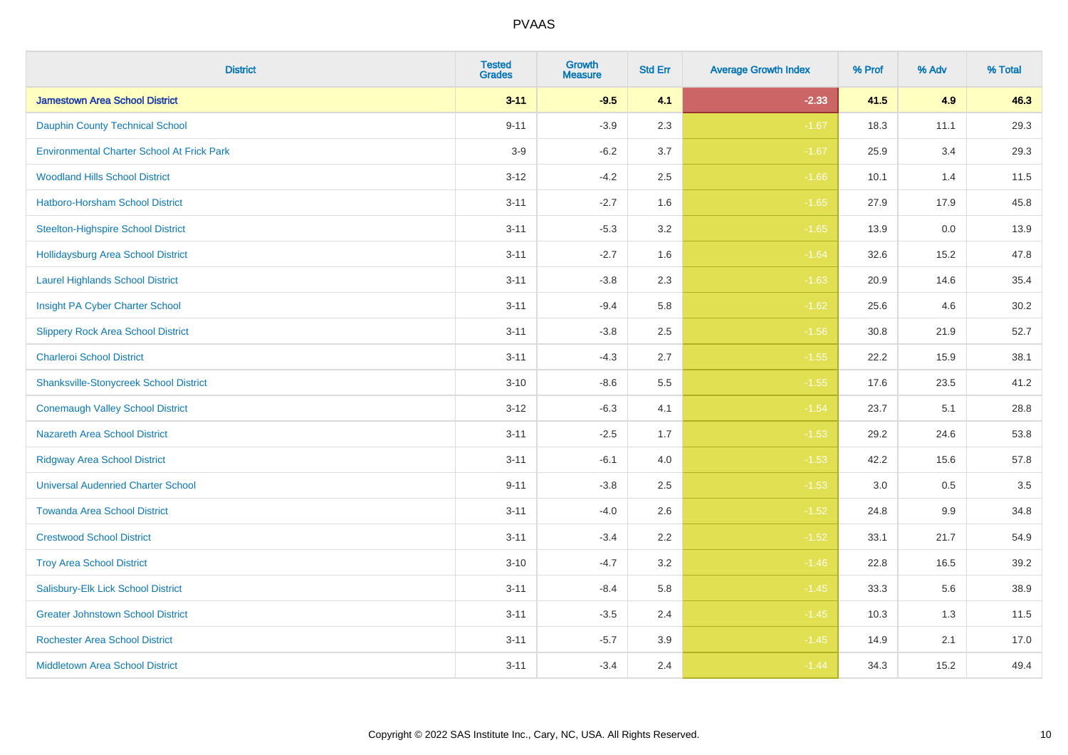| District | Tested Grades | Growth Measure | Std Err | Average Growth Index | % Prof | % Adv | % Total |
|---|---|---|---|---|---|---|---|
| **Jamestown Area School District** | **3-11** | **-9.5** | **4.1** | **-2.33** | **41.5** | **4.9** | **46.3** |
| Dauphin County Technical School | 9-11 | -3.9 | 2.3 | -1.67 | 18.3 | 11.1 | 29.3 |
| Environmental Charter School At Frick Park | 3-9 | -6.2 | 3.7 | -1.67 | 25.9 | 3.4 | 29.3 |
| Woodland Hills School District | 3-12 | -4.2 | 2.5 | -1.66 | 10.1 | 1.4 | 11.5 |
| Hatboro-Horsham School District | 3-11 | -2.7 | 1.6 | -1.65 | 27.9 | 17.9 | 45.8 |
| Steelton-Highspire School District | 3-11 | -5.3 | 3.2 | -1.65 | 13.9 | 0.0 | 13.9 |
| Hollidaysburg Area School District | 3-11 | -2.7 | 1.6 | -1.64 | 32.6 | 15.2 | 47.8 |
| Laurel Highlands School District | 3-11 | -3.8 | 2.3 | -1.63 | 20.9 | 14.6 | 35.4 |
| Insight PA Cyber Charter School | 3-11 | -9.4 | 5.8 | -1.62 | 25.6 | 4.6 | 30.2 |
| Slippery Rock Area School District | 3-11 | -3.8 | 2.5 | -1.56 | 30.8 | 21.9 | 52.7 |
| Charleroi School District | 3-11 | -4.3 | 2.7 | -1.55 | 22.2 | 15.9 | 38.1 |
| Shanksville-Stonycreek School District | 3-10 | -8.6 | 5.5 | -1.55 | 17.6 | 23.5 | 41.2 |
| Conemaugh Valley School District | 3-12 | -6.3 | 4.1 | -1.54 | 23.7 | 5.1 | 28.8 |
| Nazareth Area School District | 3-11 | -2.5 | 1.7 | -1.53 | 29.2 | 24.6 | 53.8 |
| Ridgway Area School District | 3-11 | -6.1 | 4.0 | -1.53 | 42.2 | 15.6 | 57.8 |
| Universal Audenried Charter School | 9-11 | -3.8 | 2.5 | -1.53 | 3.0 | 0.5 | 3.5 |
| Towanda Area School District | 3-11 | -4.0 | 2.6 | -1.52 | 24.8 | 9.9 | 34.8 |
| Crestwood School District | 3-11 | -3.4 | 2.2 | -1.52 | 33.1 | 21.7 | 54.9 |
| Troy Area School District | 3-10 | -4.7 | 3.2 | -1.46 | 22.8 | 16.5 | 39.2 |
| Salisbury-Elk Lick School District | 3-11 | -8.4 | 5.8 | -1.45 | 33.3 | 5.6 | 38.9 |
| Greater Johnstown School District | 3-11 | -3.5 | 2.4 | -1.45 | 10.3 | 1.3 | 11.5 |
| Rochester Area School District | 3-11 | -5.7 | 3.9 | -1.45 | 14.9 | 2.1 | 17.0 |
| Middletown Area School District | 3-11 | -3.4 | 2.4 | -1.44 | 34.3 | 15.2 | 49.4 |

Copyright © 2022 SAS Institute Inc., Cary, NC, USA. All Rights Reserved.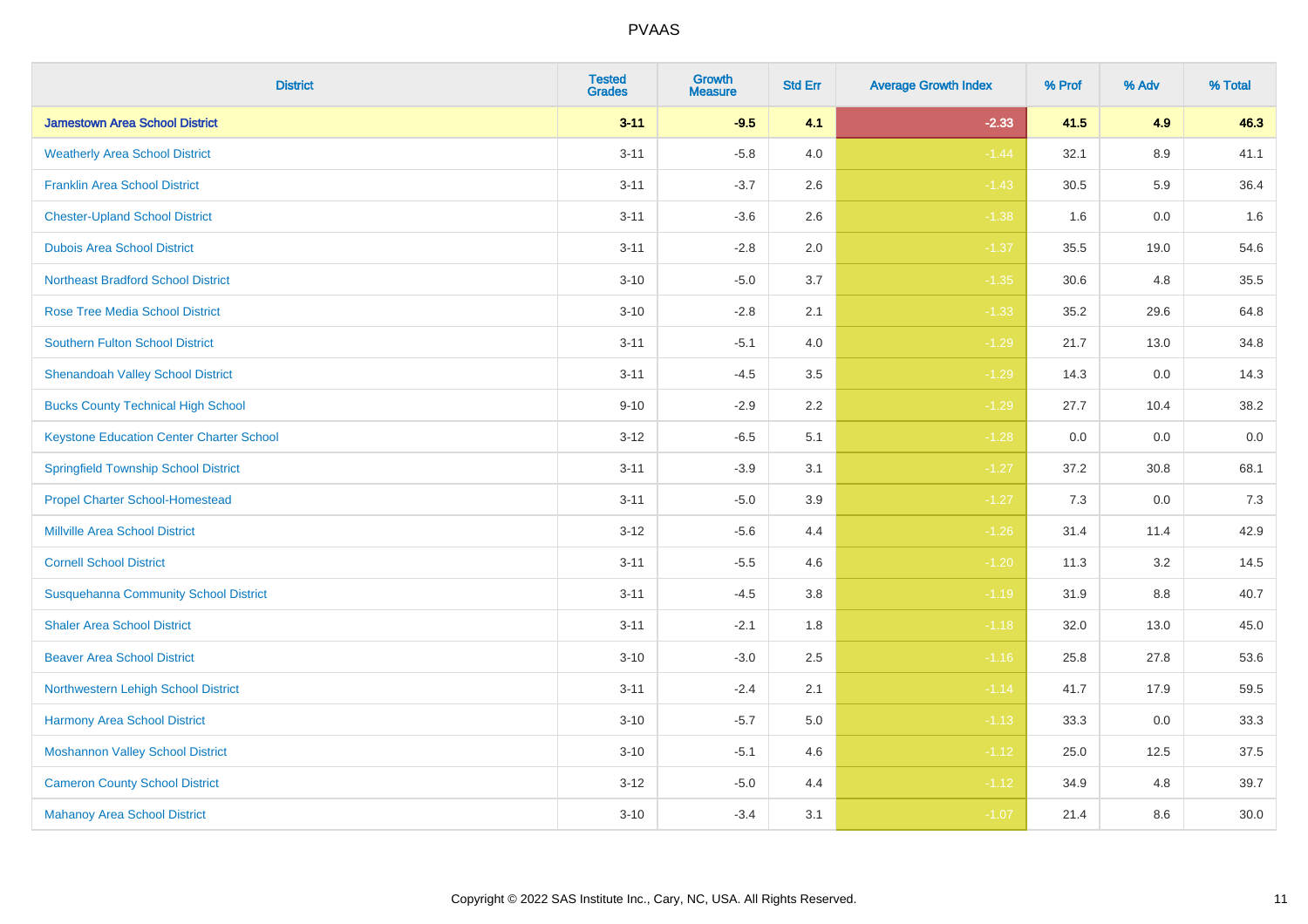| District | Tested Grades | Growth Measure | Std Err | Average Growth Index | % Prof | % Adv | % Total |
|---|---|---|---|---|---|---|---|
| **Jamestown Area School District** | **3-11** | **-9.5** | **4.1** | **-2.33** | **41.5** | **4.9** | **46.3** |
| Weatherly Area School District | 3-11 | -5.8 | 4.0 | -1.44 | 32.1 | 8.9 | 41.1 |
| Franklin Area School District | 3-11 | -3.7 | 2.6 | -1.43 | 30.5 | 5.9 | 36.4 |
| Chester-Upland School District | 3-11 | -3.6 | 2.6 | -1.38 | 1.6 | 0.0 | 1.6 |
| Dubois Area School District | 3-11 | -2.8 | 2.0 | -1.37 | 35.5 | 19.0 | 54.6 |
| Northeast Bradford School District | 3-10 | -5.0 | 3.7 | -1.35 | 30.6 | 4.8 | 35.5 |
| Rose Tree Media School District | 3-10 | -2.8 | 2.1 | -1.33 | 35.2 | 29.6 | 64.8 |
| Southern Fulton School District | 3-11 | -5.1 | 4.0 | -1.29 | 21.7 | 13.0 | 34.8 |
| Shenandoah Valley School District | 3-11 | -4.5 | 3.5 | -1.29 | 14.3 | 0.0 | 14.3 |
| Bucks County Technical High School | 9-10 | -2.9 | 2.2 | -1.29 | 27.7 | 10.4 | 38.2 |
| Keystone Education Center Charter School | 3-12 | -6.5 | 5.1 | -1.28 | 0.0 | 0.0 | 0.0 |
| Springfield Township School District | 3-11 | -3.9 | 3.1 | -1.27 | 37.2 | 30.8 | 68.1 |
| Propel Charter School-Homestead | 3-11 | -5.0 | 3.9 | -1.27 | 7.3 | 0.0 | 7.3 |
| Millville Area School District | 3-12 | -5.6 | 4.4 | -1.26 | 31.4 | 11.4 | 42.9 |
| Cornell School District | 3-11 | -5.5 | 4.6 | -1.20 | 11.3 | 3.2 | 14.5 |
| Susquehanna Community School District | 3-11 | -4.5 | 3.8 | -1.19 | 31.9 | 8.8 | 40.7 |
| Shaler Area School District | 3-11 | -2.1 | 1.8 | -1.18 | 32.0 | 13.0 | 45.0 |
| Beaver Area School District | 3-10 | -3.0 | 2.5 | -1.16 | 25.8 | 27.8 | 53.6 |
| Northwestern Lehigh School District | 3-11 | -2.4 | 2.1 | -1.14 | 41.7 | 17.9 | 59.5 |
| Harmony Area School District | 3-10 | -5.7 | 5.0 | -1.13 | 33.3 | 0.0 | 33.3 |
| Moshannon Valley School District | 3-10 | -5.1 | 4.6 | -1.12 | 25.0 | 12.5 | 37.5 |
| Cameron County School District | 3-12 | -5.0 | 4.4 | -1.12 | 34.9 | 4.8 | 39.7 |
| Mahanoy Area School District | 3-10 | -3.4 | 3.1 | -1.07 | 21.4 | 8.6 | 30.0 |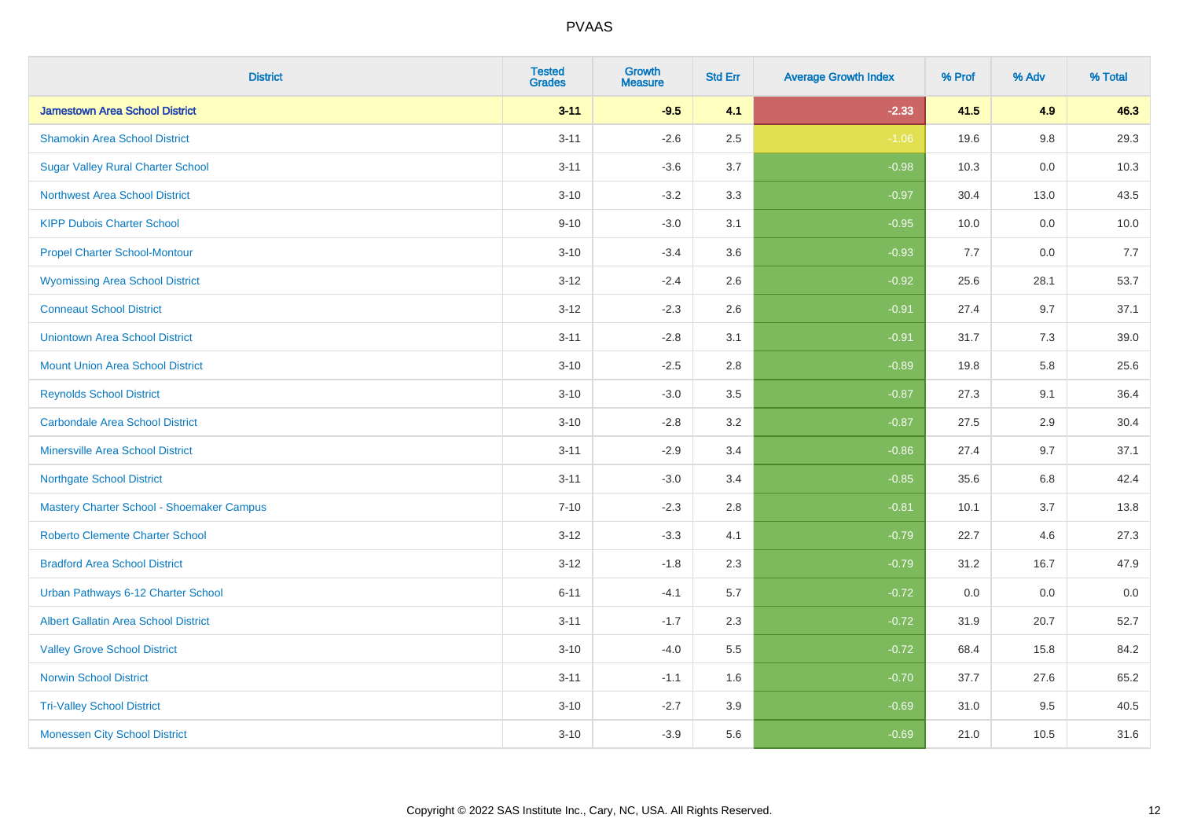# PVAAS

| District | Tested Grades | Growth Measure | Std Err | Average Growth Index | % Prof | % Adv | % Total |
|---|---|---|---|---|---|---|---|
| **Jamestown Area School District** | **3-11** | **-9.5** | **4.1** | **-2.33** | **41.5** | **4.9** | **46.3** |
| Shamokin Area School District | 3-11 | -2.6 | 2.5 | -1.06 | 19.6 | 9.8 | 29.3 |
| Sugar Valley Rural Charter School | 3-11 | -3.6 | 3.7 | -0.98 | 10.3 | 0.0 | 10.3 |
| Northwest Area School District | 3-10 | -3.2 | 3.3 | -0.97 | 30.4 | 13.0 | 43.5 |
| KIPP Dubois Charter School | 9-10 | -3.0 | 3.1 | -0.95 | 10.0 | 0.0 | 10.0 |
| Propel Charter School-Montour | 3-10 | -3.4 | 3.6 | -0.93 | 7.7 | 0.0 | 7.7 |
| Wyomissing Area School District | 3-12 | -2.4 | 2.6 | -0.92 | 25.6 | 28.1 | 53.7 |
| Conneaut School District | 3-12 | -2.3 | 2.6 | -0.91 | 27.4 | 9.7 | 37.1 |
| Uniontown Area School District | 3-11 | -2.8 | 3.1 | -0.91 | 31.7 | 7.3 | 39.0 |
| Mount Union Area School District | 3-10 | -2.5 | 2.8 | -0.89 | 19.8 | 5.8 | 25.6 |
| Reynolds School District | 3-10 | -3.0 | 3.5 | -0.87 | 27.3 | 9.1 | 36.4 |
| Carbondale Area School District | 3-10 | -2.8 | 3.2 | -0.87 | 27.5 | 2.9 | 30.4 |
| Minersville Area School District | 3-11 | -2.9 | 3.4 | -0.86 | 27.4 | 9.7 | 37.1 |
| Northgate School District | 3-11 | -3.0 | 3.4 | -0.85 | 35.6 | 6.8 | 42.4 |
| Mastery Charter School - Shoemaker Campus | 7-10 | -2.3 | 2.8 | -0.81 | 10.1 | 3.7 | 13.8 |
| Roberto Clemente Charter School | 3-12 | -3.3 | 4.1 | -0.79 | 22.7 | 4.6 | 27.3 |
| Bradford Area School District | 3-12 | -1.8 | 2.3 | -0.79 | 31.2 | 16.7 | 47.9 |
| Urban Pathways 6-12 Charter School | 6-11 | -4.1 | 5.7 | -0.72 | 0.0 | 0.0 | 0.0 |
| Albert Gallatin Area School District | 3-11 | -1.7 | 2.3 | -0.72 | 31.9 | 20.7 | 52.7 |
| Valley Grove School District | 3-10 | -4.0 | 5.5 | -0.72 | 68.4 | 15.8 | 84.2 |
| Norwin School District | 3-11 | -1.1 | 1.6 | -0.70 | 37.7 | 27.6 | 65.2 |
| Tri-Valley School District | 3-10 | -2.7 | 3.9 | -0.69 | 31.0 | 9.5 | 40.5 |
| Monessen City School District | 3-10 | -3.9 | 5.6 | -0.69 | 21.0 | 10.5 | 31.6 |

Copyright © 2022 SAS Institute Inc., Cary, NC, USA. All Rights Reserved.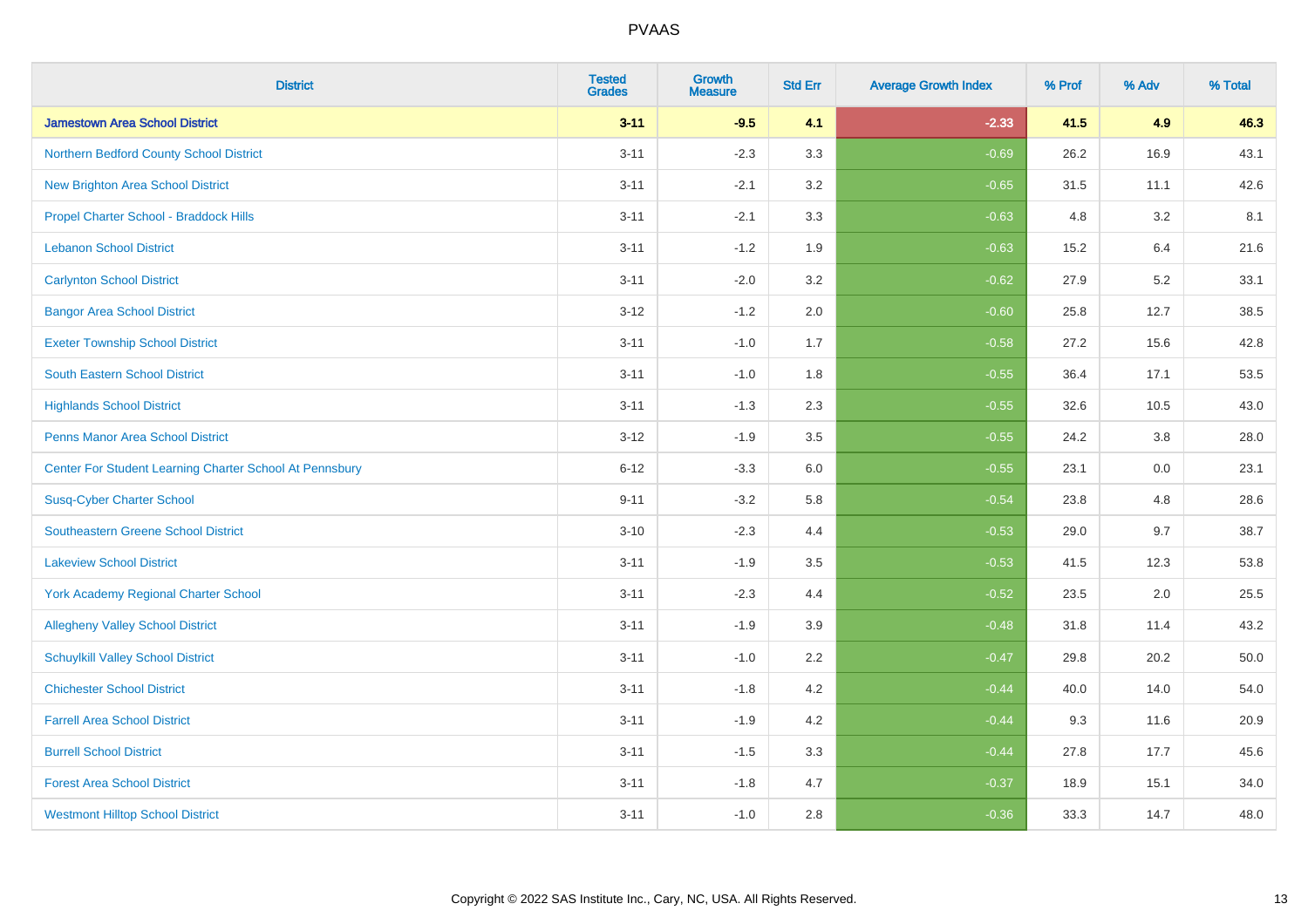# PVAAS

| District | Tested Grades | Growth Measure | Std Err | Average Growth Index | % Prof | % Adv | % Total |
|---|---|---|---|---|---|---|---|
| **Jamestown Area School District** | **3-11** | **-9.5** | **4.1** | **-2.33** | **41.5** | **4.9** | **46.3** |
| Northern Bedford County School District | 3-11 | -2.3 | 3.3 | -0.69 | 26.2 | 16.9 | 43.1 |
| New Brighton Area School District | 3-11 | -2.1 | 3.2 | -0.65 | 31.5 | 11.1 | 42.6 |
| Propel Charter School - Braddock Hills | 3-11 | -2.1 | 3.3 | -0.63 | 4.8 | 3.2 | 8.1 |
| Lebanon School District | 3-11 | -1.2 | 1.9 | -0.63 | 15.2 | 6.4 | 21.6 |
| Carlynton School District | 3-11 | -2.0 | 3.2 | -0.62 | 27.9 | 5.2 | 33.1 |
| Bangor Area School District | 3-12 | -1.2 | 2.0 | -0.60 | 25.8 | 12.7 | 38.5 |
| Exeter Township School District | 3-11 | -1.0 | 1.7 | -0.58 | 27.2 | 15.6 | 42.8 |
| South Eastern School District | 3-11 | -1.0 | 1.8 | -0.55 | 36.4 | 17.1 | 53.5 |
| Highlands School District | 3-11 | -1.3 | 2.3 | -0.55 | 32.6 | 10.5 | 43.0 |
| Penns Manor Area School District | 3-12 | -1.9 | 3.5 | -0.55 | 24.2 | 3.8 | 28.0 |
| Center For Student Learning Charter School At Pennsbury | 6-12 | -3.3 | 6.0 | -0.55 | 23.1 | 0.0 | 23.1 |
| Susq-Cyber Charter School | 9-11 | -3.2 | 5.8 | -0.54 | 23.8 | 4.8 | 28.6 |
| Southeastern Greene School District | 3-10 | -2.3 | 4.4 | -0.53 | 29.0 | 9.7 | 38.7 |
| Lakeview School District | 3-11 | -1.9 | 3.5 | -0.53 | 41.5 | 12.3 | 53.8 |
| York Academy Regional Charter School | 3-11 | -2.3 | 4.4 | -0.52 | 23.5 | 2.0 | 25.5 |
| Allegheny Valley School District | 3-11 | -1.9 | 3.9 | -0.48 | 31.8 | 11.4 | 43.2 |
| Schuylkill Valley School District | 3-11 | -1.0 | 2.2 | -0.47 | 29.8 | 20.2 | 50.0 |
| Chichester School District | 3-11 | -1.8 | 4.2 | -0.44 | 40.0 | 14.0 | 54.0 |
| Farrell Area School District | 3-11 | -1.9 | 4.2 | -0.44 | 9.3 | 11.6 | 20.9 |
| Burrell School District | 3-11 | -1.5 | 3.3 | -0.44 | 27.8 | 17.7 | 45.6 |
| Forest Area School District | 3-11 | -1.8 | 4.7 | -0.37 | 18.9 | 15.1 | 34.0 |
| Westmont Hilltop School District | 3-11 | -1.0 | 2.8 | -0.36 | 33.3 | 14.7 | 48.0 |

Copyright © 2022 SAS Institute Inc., Cary, NC, USA. All Rights Reserved.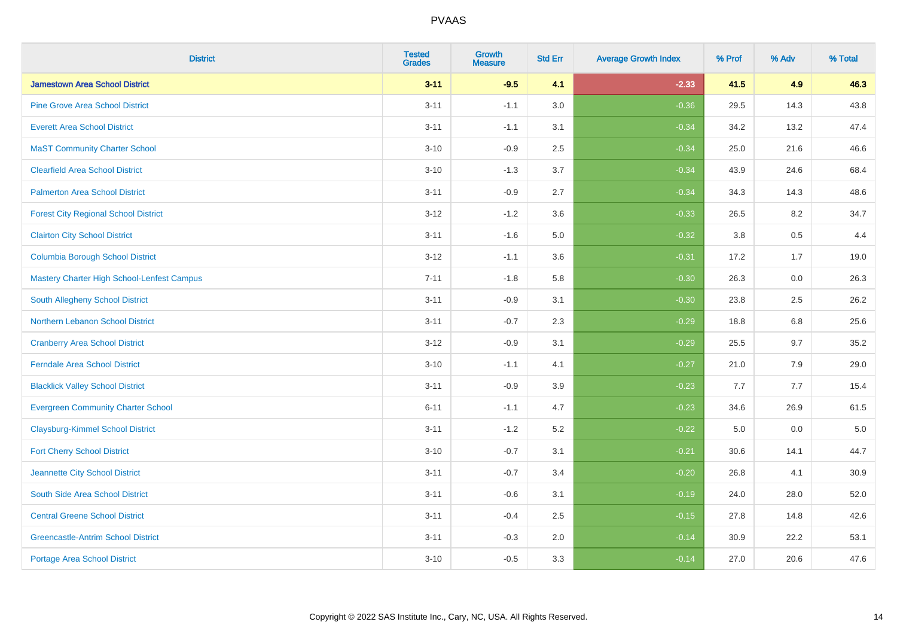# PVAAS

| District | Tested Grades | Growth Measure | Std Err | Average Growth Index | % Prof | % Adv | % Total |
|---|---|---|---|---|---|---|---|
| **Jamestown Area School District** | **3-11** | **-9.5** | **4.1** | **-2.33** | **41.5** | **4.9** | **46.3** |
| Pine Grove Area School District | 3-11 | -1.1 | 3.0 | -0.36 | 29.5 | 14.3 | 43.8 |
| Everett Area School District | 3-11 | -1.1 | 3.1 | -0.34 | 34.2 | 13.2 | 47.4 |
| MaST Community Charter School | 3-10 | -0.9 | 2.5 | -0.34 | 25.0 | 21.6 | 46.6 |
| Clearfield Area School District | 3-10 | -1.3 | 3.7 | -0.34 | 43.9 | 24.6 | 68.4 |
| Palmerton Area School District | 3-11 | -0.9 | 2.7 | -0.34 | 34.3 | 14.3 | 48.6 |
| Forest City Regional School District | 3-12 | -1.2 | 3.6 | -0.33 | 26.5 | 8.2 | 34.7 |
| Clairton City School District | 3-11 | -1.6 | 5.0 | -0.32 | 3.8 | 0.5 | 4.4 |
| Columbia Borough School District | 3-12 | -1.1 | 3.6 | -0.31 | 17.2 | 1.7 | 19.0 |
| Mastery Charter High School-Lenfest Campus | 7-11 | -1.8 | 5.8 | -0.30 | 26.3 | 0.0 | 26.3 |
| South Allegheny School District | 3-11 | -0.9 | 3.1 | -0.30 | 23.8 | 2.5 | 26.2 |
| Northern Lebanon School District | 3-11 | -0.7 | 2.3 | -0.29 | 18.8 | 6.8 | 25.6 |
| Cranberry Area School District | 3-12 | -0.9 | 3.1 | -0.29 | 25.5 | 9.7 | 35.2 |
| Ferndale Area School District | 3-10 | -1.1 | 4.1 | -0.27 | 21.0 | 7.9 | 29.0 |
| Blacklick Valley School District | 3-11 | -0.9 | 3.9 | -0.23 | 7.7 | 7.7 | 15.4 |
| Evergreen Community Charter School | 6-11 | -1.1 | 4.7 | -0.23 | 34.6 | 26.9 | 61.5 |
| Claysburg-Kimmel School District | 3-11 | -1.2 | 5.2 | -0.22 | 5.0 | 0.0 | 5.0 |
| Fort Cherry School District | 3-10 | -0.7 | 3.1 | -0.21 | 30.6 | 14.1 | 44.7 |
| Jeannette City School District | 3-11 | -0.7 | 3.4 | -0.20 | 26.8 | 4.1 | 30.9 |
| South Side Area School District | 3-11 | -0.6 | 3.1 | -0.19 | 24.0 | 28.0 | 52.0 |
| Central Greene School District | 3-11 | -0.4 | 2.5 | -0.15 | 27.8 | 14.8 | 42.6 |
| Greencastle-Antrim School District | 3-11 | -0.3 | 2.0 | -0.14 | 30.9 | 22.2 | 53.1 |
| Portage Area School District | 3-10 | -0.5 | 3.3 | -0.14 | 27.0 | 20.6 | 47.6 |

Copyright © 2022 SAS Institute Inc., Cary, NC, USA. All Rights Reserved.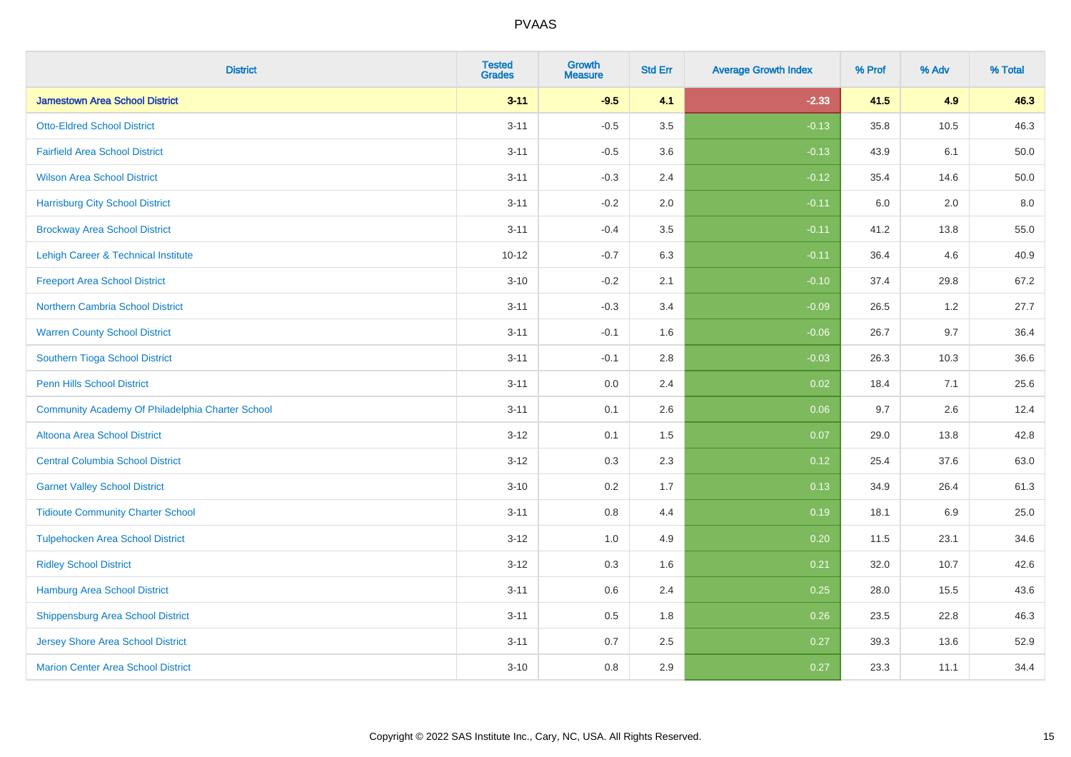| District | Tested Grades | Growth Measure | Std Err | Average Growth Index | % Prof | % Adv | % Total |
|---|---|---|---|---|---|---|---|
| **Jamestown Area School District** | **3-11** | **-9.5** | **4.1** | **-2.33** | **41.5** | **4.9** | **46.3** |
| Otto-Eldred School District | 3-11 | -0.5 | 3.5 | -0.13 | 35.8 | 10.5 | 46.3 |
| Fairfield Area School District | 3-11 | -0.5 | 3.6 | -0.13 | 43.9 | 6.1 | 50.0 |
| Wilson Area School District | 3-11 | -0.3 | 2.4 | -0.12 | 35.4 | 14.6 | 50.0 |
| Harrisburg City School District | 3-11 | -0.2 | 2.0 | -0.11 | 6.0 | 2.0 | 8.0 |
| Brockway Area School District | 3-11 | -0.4 | 3.5 | -0.11 | 41.2 | 13.8 | 55.0 |
| Lehigh Career & Technical Institute | 10-12 | -0.7 | 6.3 | -0.11 | 36.4 | 4.6 | 40.9 |
| Freeport Area School District | 3-10 | -0.2 | 2.1 | -0.10 | 37.4 | 29.8 | 67.2 |
| Northern Cambria School District | 3-11 | -0.3 | 3.4 | -0.09 | 26.5 | 1.2 | 27.7 |
| Warren County School District | 3-11 | -0.1 | 1.6 | -0.06 | 26.7 | 9.7 | 36.4 |
| Southern Tioga School District | 3-11 | -0.1 | 2.8 | -0.03 | 26.3 | 10.3 | 36.6 |
| Penn Hills School District | 3-11 | 0.0 | 2.4 | 0.02 | 18.4 | 7.1 | 25.6 |
| Community Academy Of Philadelphia Charter School | 3-11 | 0.1 | 2.6 | 0.06 | 9.7 | 2.6 | 12.4 |
| Altoona Area School District | 3-12 | 0.1 | 1.5 | 0.07 | 29.0 | 13.8 | 42.8 |
| Central Columbia School District | 3-12 | 0.3 | 2.3 | 0.12 | 25.4 | 37.6 | 63.0 |
| Garnet Valley School District | 3-10 | 0.2 | 1.7 | 0.13 | 34.9 | 26.4 | 61.3 |
| Tidioute Community Charter School | 3-11 | 0.8 | 4.4 | 0.19 | 18.1 | 6.9 | 25.0 |
| Tulpehocken Area School District | 3-12 | 1.0 | 4.9 | 0.20 | 11.5 | 23.1 | 34.6 |
| Ridley School District | 3-12 | 0.3 | 1.6 | 0.21 | 32.0 | 10.7 | 42.6 |
| Hamburg Area School District | 3-11 | 0.6 | 2.4 | 0.25 | 28.0 | 15.5 | 43.6 |
| Shippensburg Area School District | 3-11 | 0.5 | 1.8 | 0.26 | 23.5 | 22.8 | 46.3 |
| Jersey Shore Area School District | 3-11 | 0.7 | 2.5 | 0.27 | 39.3 | 13.6 | 52.9 |
| Marion Center Area School District | 3-10 | 0.8 | 2.9 | 0.27 | 23.3 | 11.1 | 34.4 |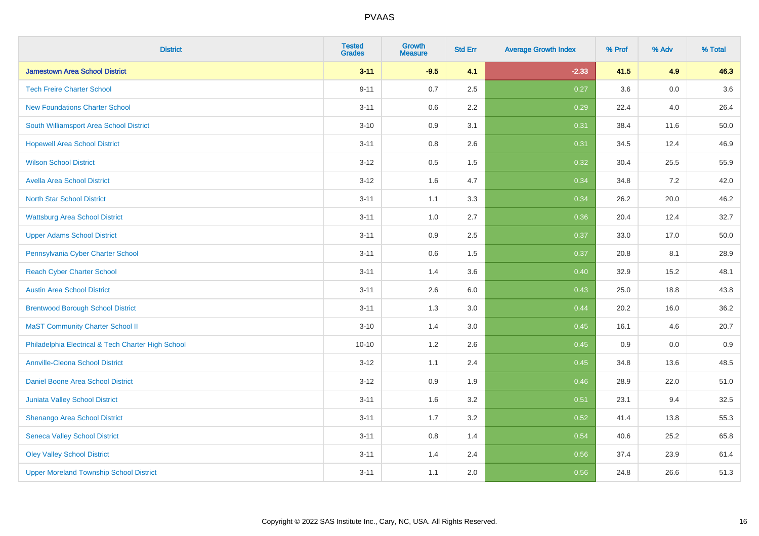# PVAAS

| District | Tested Grades | Growth Measure | Std Err | Average Growth Index | % Prof | % Adv | % Total |
|---|---|---|---|---|---|---|---|
| **Jamestown Area School District** | **3-11** | **-9.5** | **4.1** | **-2.33** | **41.5** | **4.9** | **46.3** |
| Tech Freire Charter School | 9-11 | 0.7 | 2.5 | 0.27 | 3.6 | 0.0 | 3.6 |
| New Foundations Charter School | 3-11 | 0.6 | 2.2 | 0.29 | 22.4 | 4.0 | 26.4 |
| South Williamsport Area School District | 3-10 | 0.9 | 3.1 | 0.31 | 38.4 | 11.6 | 50.0 |
| Hopewell Area School District | 3-11 | 0.8 | 2.6 | 0.31 | 34.5 | 12.4 | 46.9 |
| Wilson School District | 3-12 | 0.5 | 1.5 | 0.32 | 30.4 | 25.5 | 55.9 |
| Avella Area School District | 3-12 | 1.6 | 4.7 | 0.34 | 34.8 | 7.2 | 42.0 |
| North Star School District | 3-11 | 1.1 | 3.3 | 0.34 | 26.2 | 20.0 | 46.2 |
| Wattsburg Area School District | 3-11 | 1.0 | 2.7 | 0.36 | 20.4 | 12.4 | 32.7 |
| Upper Adams School District | 3-11 | 0.9 | 2.5 | 0.37 | 33.0 | 17.0 | 50.0 |
| Pennsylvania Cyber Charter School | 3-11 | 0.6 | 1.5 | 0.37 | 20.8 | 8.1 | 28.9 |
| Reach Cyber Charter School | 3-11 | 1.4 | 3.6 | 0.40 | 32.9 | 15.2 | 48.1 |
| Austin Area School District | 3-11 | 2.6 | 6.0 | 0.43 | 25.0 | 18.8 | 43.8 |
| Brentwood Borough School District | 3-11 | 1.3 | 3.0 | 0.44 | 20.2 | 16.0 | 36.2 |
| MaST Community Charter School II | 3-10 | 1.4 | 3.0 | 0.45 | 16.1 | 4.6 | 20.7 |
| Philadelphia Electrical & Tech Charter High School | 10-10 | 1.2 | 2.6 | 0.45 | 0.9 | 0.0 | 0.9 |
| Annville-Cleona School District | 3-12 | 1.1 | 2.4 | 0.45 | 34.8 | 13.6 | 48.5 |
| Daniel Boone Area School District | 3-12 | 0.9 | 1.9 | 0.46 | 28.9 | 22.0 | 51.0 |
| Juniata Valley School District | 3-11 | 1.6 | 3.2 | 0.51 | 23.1 | 9.4 | 32.5 |
| Shenango Area School District | 3-11 | 1.7 | 3.2 | 0.52 | 41.4 | 13.8 | 55.3 |
| Seneca Valley School District | 3-11 | 0.8 | 1.4 | 0.54 | 40.6 | 25.2 | 65.8 |
| Oley Valley School District | 3-11 | 1.4 | 2.4 | 0.56 | 37.4 | 23.9 | 61.4 |
| Upper Moreland Township School District | 3-11 | 1.1 | 2.0 | 0.56 | 24.8 | 26.6 | 51.3 |

Copyright © 2022 SAS Institute Inc., Cary, NC, USA. All Rights Reserved.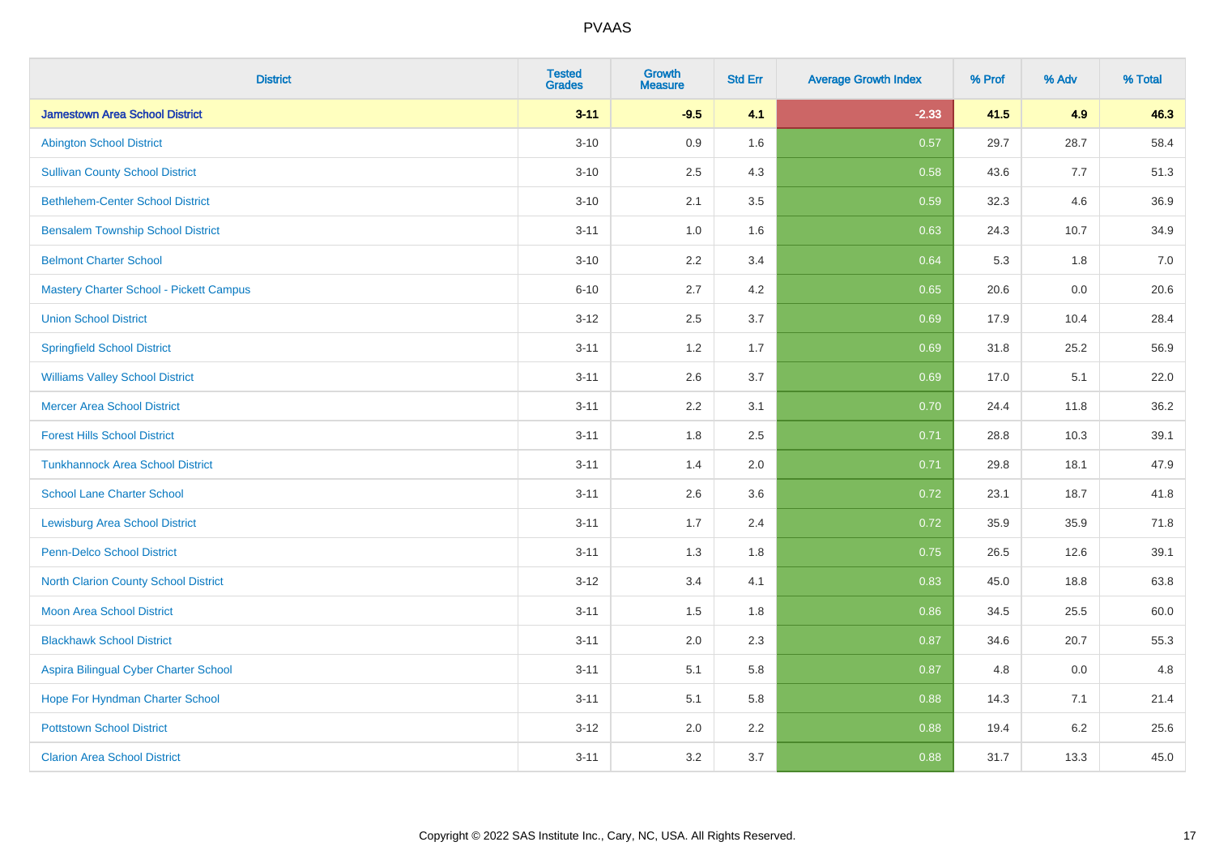# PVAAS

| District | Tested Grades | Growth Measure | Std Err | Average Growth Index | % Prof | % Adv | % Total |
|---|---|---|---|---|---|---|---|
| **Jamestown Area School District** | **3-11** | **-9.5** | **4.1** | **-2.33** | **41.5** | **4.9** | **46.3** |
| Abington School District | 3-10 | 0.9 | 1.6 | 0.57 | 29.7 | 28.7 | 58.4 |
| Sullivan County School District | 3-10 | 2.5 | 4.3 | 0.58 | 43.6 | 7.7 | 51.3 |
| Bethlehem-Center School District | 3-10 | 2.1 | 3.5 | 0.59 | 32.3 | 4.6 | 36.9 |
| Bensalem Township School District | 3-11 | 1.0 | 1.6 | 0.63 | 24.3 | 10.7 | 34.9 |
| Belmont Charter School | 3-10 | 2.2 | 3.4 | 0.64 | 5.3 | 1.8 | 7.0 |
| Mastery Charter School - Pickett Campus | 6-10 | 2.7 | 4.2 | 0.65 | 20.6 | 0.0 | 20.6 |
| Union School District | 3-12 | 2.5 | 3.7 | 0.69 | 17.9 | 10.4 | 28.4 |
| Springfield School District | 3-11 | 1.2 | 1.7 | 0.69 | 31.8 | 25.2 | 56.9 |
| Williams Valley School District | 3-11 | 2.6 | 3.7 | 0.69 | 17.0 | 5.1 | 22.0 |
| Mercer Area School District | 3-11 | 2.2 | 3.1 | 0.70 | 24.4 | 11.8 | 36.2 |
| Forest Hills School District | 3-11 | 1.8 | 2.5 | 0.71 | 28.8 | 10.3 | 39.1 |
| Tunkhannock Area School District | 3-11 | 1.4 | 2.0 | 0.71 | 29.8 | 18.1 | 47.9 |
| School Lane Charter School | 3-11 | 2.6 | 3.6 | 0.72 | 23.1 | 18.7 | 41.8 |
| Lewisburg Area School District | 3-11 | 1.7 | 2.4 | 0.72 | 35.9 | 35.9 | 71.8 |
| Penn-Delco School District | 3-11 | 1.3 | 1.8 | 0.75 | 26.5 | 12.6 | 39.1 |
| North Clarion County School District | 3-12 | 3.4 | 4.1 | 0.83 | 45.0 | 18.8 | 63.8 |
| Moon Area School District | 3-11 | 1.5 | 1.8 | 0.86 | 34.5 | 25.5 | 60.0 |
| Blackhawk School District | 3-11 | 2.0 | 2.3 | 0.87 | 34.6 | 20.7 | 55.3 |
| Aspira Bilingual Cyber Charter School | 3-11 | 5.1 | 5.8 | 0.87 | 4.8 | 0.0 | 4.8 |
| Hope For Hyndman Charter School | 3-11 | 5.1 | 5.8 | 0.88 | 14.3 | 7.1 | 21.4 |
| Pottstown School District | 3-12 | 2.0 | 2.2 | 0.88 | 19.4 | 6.2 | 25.6 |
| Clarion Area School District | 3-11 | 3.2 | 3.7 | 0.88 | 31.7 | 13.3 | 45.0 |

Copyright © 2022 SAS Institute Inc., Cary, NC, USA. All Rights Reserved.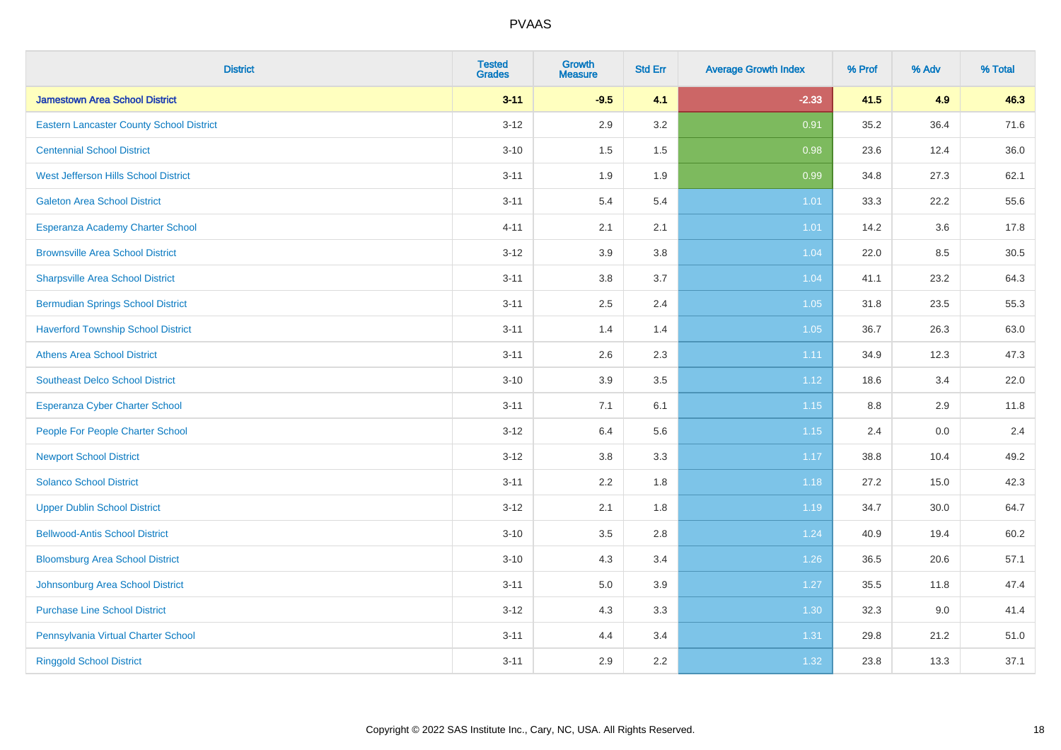# PVAAS

| District | Tested Grades | Growth Measure | Std Err | Average Growth Index | % Prof | % Adv | % Total |
|---|---|---|---|---|---|---|---|
| **Jamestown Area School District** | **3-11** | **-9.5** | **4.1** | **-2.33** | **41.5** | **4.9** | **46.3** |
| Eastern Lancaster County School District | 3-12 | 2.9 | 3.2 | 0.91 | 35.2 | 36.4 | 71.6 |
| Centennial School District | 3-10 | 1.5 | 1.5 | 0.98 | 23.6 | 12.4 | 36.0 |
| West Jefferson Hills School District | 3-11 | 1.9 | 1.9 | 0.99 | 34.8 | 27.3 | 62.1 |
| Galeton Area School District | 3-11 | 5.4 | 5.4 | 1.01 | 33.3 | 22.2 | 55.6 |
| Esperanza Academy Charter School | 4-11 | 2.1 | 2.1 | 1.01 | 14.2 | 3.6 | 17.8 |
| Brownsville Area School District | 3-12 | 3.9 | 3.8 | 1.04 | 22.0 | 8.5 | 30.5 |
| Sharpsville Area School District | 3-11 | 3.8 | 3.7 | 1.04 | 41.1 | 23.2 | 64.3 |
| Bermudian Springs School District | 3-11 | 2.5 | 2.4 | 1.05 | 31.8 | 23.5 | 55.3 |
| Haverford Township School District | 3-11 | 1.4 | 1.4 | 1.05 | 36.7 | 26.3 | 63.0 |
| Athens Area School District | 3-11 | 2.6 | 2.3 | 1.11 | 34.9 | 12.3 | 47.3 |
| Southeast Delco School District | 3-10 | 3.9 | 3.5 | 1.12 | 18.6 | 3.4 | 22.0 |
| Esperanza Cyber Charter School | 3-11 | 7.1 | 6.1 | 1.15 | 8.8 | 2.9 | 11.8 |
| People For People Charter School | 3-12 | 6.4 | 5.6 | 1.15 | 2.4 | 0.0 | 2.4 |
| Newport School District | 3-12 | 3.8 | 3.3 | 1.17 | 38.8 | 10.4 | 49.2 |
| Solanco School District | 3-11 | 2.2 | 1.8 | 1.18 | 27.2 | 15.0 | 42.3 |
| Upper Dublin School District | 3-12 | 2.1 | 1.8 | 1.19 | 34.7 | 30.0 | 64.7 |
| Bellwood-Antis School District | 3-10 | 3.5 | 2.8 | 1.24 | 40.9 | 19.4 | 60.2 |
| Bloomsburg Area School District | 3-10 | 4.3 | 3.4 | 1.26 | 36.5 | 20.6 | 57.1 |
| Johnsonburg Area School District | 3-11 | 5.0 | 3.9 | 1.27 | 35.5 | 11.8 | 47.4 |
| Purchase Line School District | 3-12 | 4.3 | 3.3 | 1.30 | 32.3 | 9.0 | 41.4 |
| Pennsylvania Virtual Charter School | 3-11 | 4.4 | 3.4 | 1.31 | 29.8 | 21.2 | 51.0 |
| Ringgold School District | 3-11 | 2.9 | 2.2 | 1.32 | 23.8 | 13.3 | 37.1 |

Copyright © 2022 SAS Institute Inc., Cary, NC, USA. All Rights Reserved.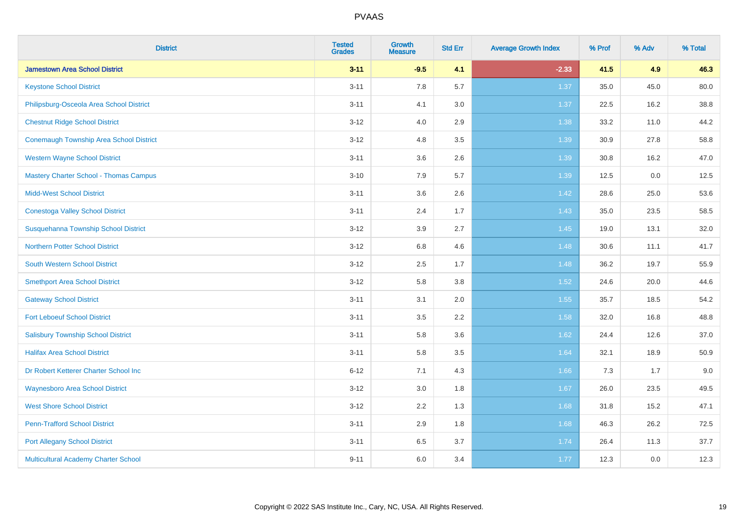| District | Tested Grades | Growth Measure | Std Err | Average Growth Index | % Prof | % Adv | % Total |
|---|---|---|---|---|---|---|---|
| **Jamestown Area School District** | **3-11** | **-9.5** | **4.1** | **-2.33** | **41.5** | **4.9** | **46.3** |
| Keystone School District | 3-11 | 7.8 | 5.7 | 1.37 | 35.0 | 45.0 | 80.0 |
| Philipsburg-Osceola Area School District | 3-11 | 4.1 | 3.0 | 1.37 | 22.5 | 16.2 | 38.8 |
| Chestnut Ridge School District | 3-12 | 4.0 | 2.9 | 1.38 | 33.2 | 11.0 | 44.2 |
| Conemaugh Township Area School District | 3-12 | 4.8 | 3.5 | 1.39 | 30.9 | 27.8 | 58.8 |
| Western Wayne School District | 3-11 | 3.6 | 2.6 | 1.39 | 30.8 | 16.2 | 47.0 |
| Mastery Charter School - Thomas Campus | 3-10 | 7.9 | 5.7 | 1.39 | 12.5 | 0.0 | 12.5 |
| Midd-West School District | 3-11 | 3.6 | 2.6 | 1.42 | 28.6 | 25.0 | 53.6 |
| Conestoga Valley School District | 3-11 | 2.4 | 1.7 | 1.43 | 35.0 | 23.5 | 58.5 |
| Susquehanna Township School District | 3-12 | 3.9 | 2.7 | 1.45 | 19.0 | 13.1 | 32.0 |
| Northern Potter School District | 3-12 | 6.8 | 4.6 | 1.48 | 30.6 | 11.1 | 41.7 |
| South Western School District | 3-12 | 2.5 | 1.7 | 1.48 | 36.2 | 19.7 | 55.9 |
| Smethport Area School District | 3-12 | 5.8 | 3.8 | 1.52 | 24.6 | 20.0 | 44.6 |
| Gateway School District | 3-11 | 3.1 | 2.0 | 1.55 | 35.7 | 18.5 | 54.2 |
| Fort Leboeuf School District | 3-11 | 3.5 | 2.2 | 1.58 | 32.0 | 16.8 | 48.8 |
| Salisbury Township School District | 3-11 | 5.8 | 3.6 | 1.62 | 24.4 | 12.6 | 37.0 |
| Halifax Area School District | 3-11 | 5.8 | 3.5 | 1.64 | 32.1 | 18.9 | 50.9 |
| Dr Robert Ketterer Charter School Inc | 6-12 | 7.1 | 4.3 | 1.66 | 7.3 | 1.7 | 9.0 |
| Waynesboro Area School District | 3-12 | 3.0 | 1.8 | 1.67 | 26.0 | 23.5 | 49.5 |
| West Shore School District | 3-12 | 2.2 | 1.3 | 1.68 | 31.8 | 15.2 | 47.1 |
| Penn-Trafford School District | 3-11 | 2.9 | 1.8 | 1.68 | 46.3 | 26.2 | 72.5 |
| Port Allegany School District | 3-11 | 6.5 | 3.7 | 1.74 | 26.4 | 11.3 | 37.7 |
| Multicultural Academy Charter School | 9-11 | 6.0 | 3.4 | 1.77 | 12.3 | 0.0 | 12.3 |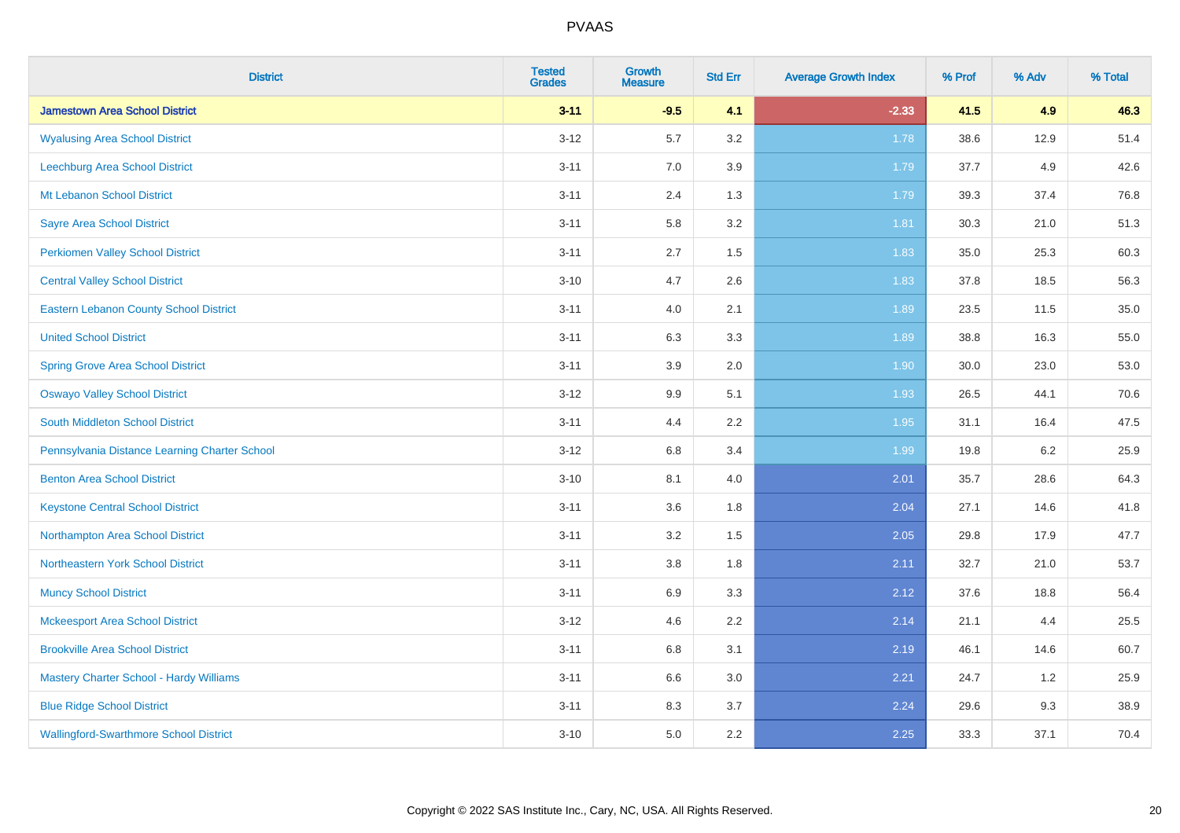# PVAAS

| District | Tested Grades | Growth Measure | Std Err | Average Growth Index | % Prof | % Adv | % Total |
|---|---|---|---|---|---|---|---|
| **Jamestown Area School District** | **3-11** | **-9.5** | **4.1** | **-2.33** | **41.5** | **4.9** | **46.3** |
| Wyalusing Area School District | 3-12 | 5.7 | 3.2 | 1.78 | 38.6 | 12.9 | 51.4 |
| Leechburg Area School District | 3-11 | 7.0 | 3.9 | 1.79 | 37.7 | 4.9 | 42.6 |
| Mt Lebanon School District | 3-11 | 2.4 | 1.3 | 1.79 | 39.3 | 37.4 | 76.8 |
| Sayre Area School District | 3-11 | 5.8 | 3.2 | 1.81 | 30.3 | 21.0 | 51.3 |
| Perkiomen Valley School District | 3-11 | 2.7 | 1.5 | 1.83 | 35.0 | 25.3 | 60.3 |
| Central Valley School District | 3-10 | 4.7 | 2.6 | 1.83 | 37.8 | 18.5 | 56.3 |
| Eastern Lebanon County School District | 3-11 | 4.0 | 2.1 | 1.89 | 23.5 | 11.5 | 35.0 |
| United School District | 3-11 | 6.3 | 3.3 | 1.89 | 38.8 | 16.3 | 55.0 |
| Spring Grove Area School District | 3-11 | 3.9 | 2.0 | 1.90 | 30.0 | 23.0 | 53.0 |
| Oswayo Valley School District | 3-12 | 9.9 | 5.1 | 1.93 | 26.5 | 44.1 | 70.6 |
| South Middleton School District | 3-11 | 4.4 | 2.2 | 1.95 | 31.1 | 16.4 | 47.5 |
| Pennsylvania Distance Learning Charter School | 3-12 | 6.8 | 3.4 | 1.99 | 19.8 | 6.2 | 25.9 |
| Benton Area School District | 3-10 | 8.1 | 4.0 | 2.01 | 35.7 | 28.6 | 64.3 |
| Keystone Central School District | 3-11 | 3.6 | 1.8 | 2.04 | 27.1 | 14.6 | 41.8 |
| Northampton Area School District | 3-11 | 3.2 | 1.5 | 2.05 | 29.8 | 17.9 | 47.7 |
| Northeastern York School District | 3-11 | 3.8 | 1.8 | 2.11 | 32.7 | 21.0 | 53.7 |
| Muncy School District | 3-11 | 6.9 | 3.3 | 2.12 | 37.6 | 18.8 | 56.4 |
| Mckeesport Area School District | 3-12 | 4.6 | 2.2 | 2.14 | 21.1 | 4.4 | 25.5 |
| Brookville Area School District | 3-11 | 6.8 | 3.1 | 2.19 | 46.1 | 14.6 | 60.7 |
| Mastery Charter School - Hardy Williams | 3-11 | 6.6 | 3.0 | 2.21 | 24.7 | 1.2 | 25.9 |
| Blue Ridge School District | 3-11 | 8.3 | 3.7 | 2.24 | 29.6 | 9.3 | 38.9 |
| Wallingford-Swarthmore School District | 3-10 | 5.0 | 2.2 | 2.25 | 33.3 | 37.1 | 70.4 |

Copyright © 2022 SAS Institute Inc., Cary, NC, USA. All Rights Reserved.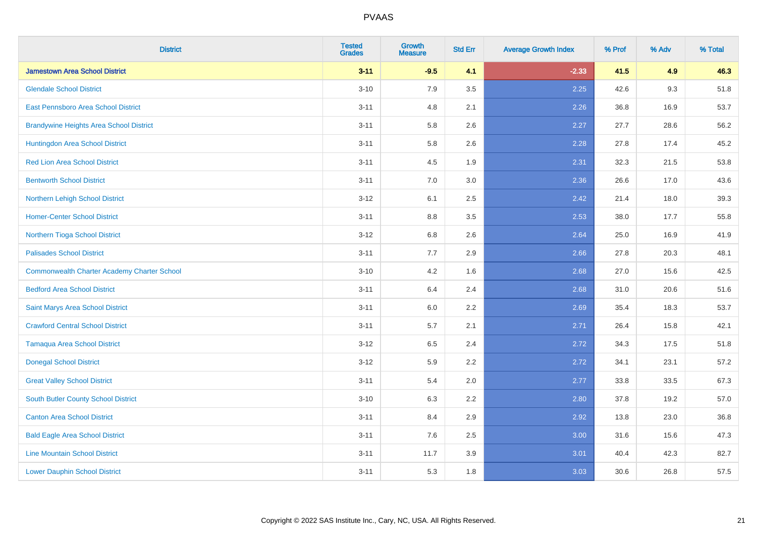# PVAAS

| District | Tested Grades | Growth Measure | Std Err | Average Growth Index | % Prof | % Adv | % Total |
|---|---|---|---|---|---|---|---|
| **Jamestown Area School District** | **3-11** | **-9.5** | **4.1** | **-2.33** | **41.5** | **4.9** | **46.3** |
| Glendale School District | 3-10 | 7.9 | 3.5 | 2.25 | 42.6 | 9.3 | 51.8 |
| East Pennsboro Area School District | 3-11 | 4.8 | 2.1 | 2.26 | 36.8 | 16.9 | 53.7 |
| Brandywine Heights Area School District | 3-11 | 5.8 | 2.6 | 2.27 | 27.7 | 28.6 | 56.2 |
| Huntingdon Area School District | 3-11 | 5.8 | 2.6 | 2.28 | 27.8 | 17.4 | 45.2 |
| Red Lion Area School District | 3-11 | 4.5 | 1.9 | 2.31 | 32.3 | 21.5 | 53.8 |
| Bentworth School District | 3-11 | 7.0 | 3.0 | 2.36 | 26.6 | 17.0 | 43.6 |
| Northern Lehigh School District | 3-12 | 6.1 | 2.5 | 2.42 | 21.4 | 18.0 | 39.3 |
| Homer-Center School District | 3-11 | 8.8 | 3.5 | 2.53 | 38.0 | 17.7 | 55.8 |
| Northern Tioga School District | 3-12 | 6.8 | 2.6 | 2.64 | 25.0 | 16.9 | 41.9 |
| Palisades School District | 3-11 | 7.7 | 2.9 | 2.66 | 27.8 | 20.3 | 48.1 |
| Commonwealth Charter Academy Charter School | 3-10 | 4.2 | 1.6 | 2.68 | 27.0 | 15.6 | 42.5 |
| Bedford Area School District | 3-11 | 6.4 | 2.4 | 2.68 | 31.0 | 20.6 | 51.6 |
| Saint Marys Area School District | 3-11 | 6.0 | 2.2 | 2.69 | 35.4 | 18.3 | 53.7 |
| Crawford Central School District | 3-11 | 5.7 | 2.1 | 2.71 | 26.4 | 15.8 | 42.1 |
| Tamaqua Area School District | 3-12 | 6.5 | 2.4 | 2.72 | 34.3 | 17.5 | 51.8 |
| Donegal School District | 3-12 | 5.9 | 2.2 | 2.72 | 34.1 | 23.1 | 57.2 |
| Great Valley School District | 3-11 | 5.4 | 2.0 | 2.77 | 33.8 | 33.5 | 67.3 |
| South Butler County School District | 3-10 | 6.3 | 2.2 | 2.80 | 37.8 | 19.2 | 57.0 |
| Canton Area School District | 3-11 | 8.4 | 2.9 | 2.92 | 13.8 | 23.0 | 36.8 |
| Bald Eagle Area School District | 3-11 | 7.6 | 2.5 | 3.00 | 31.6 | 15.6 | 47.3 |
| Line Mountain School District | 3-11 | 11.7 | 3.9 | 3.01 | 40.4 | 42.3 | 82.7 |
| Lower Dauphin School District | 3-11 | 5.3 | 1.8 | 3.03 | 30.6 | 26.8 | 57.5 |

Copyright © 2022 SAS Institute Inc., Cary, NC, USA. All Rights Reserved.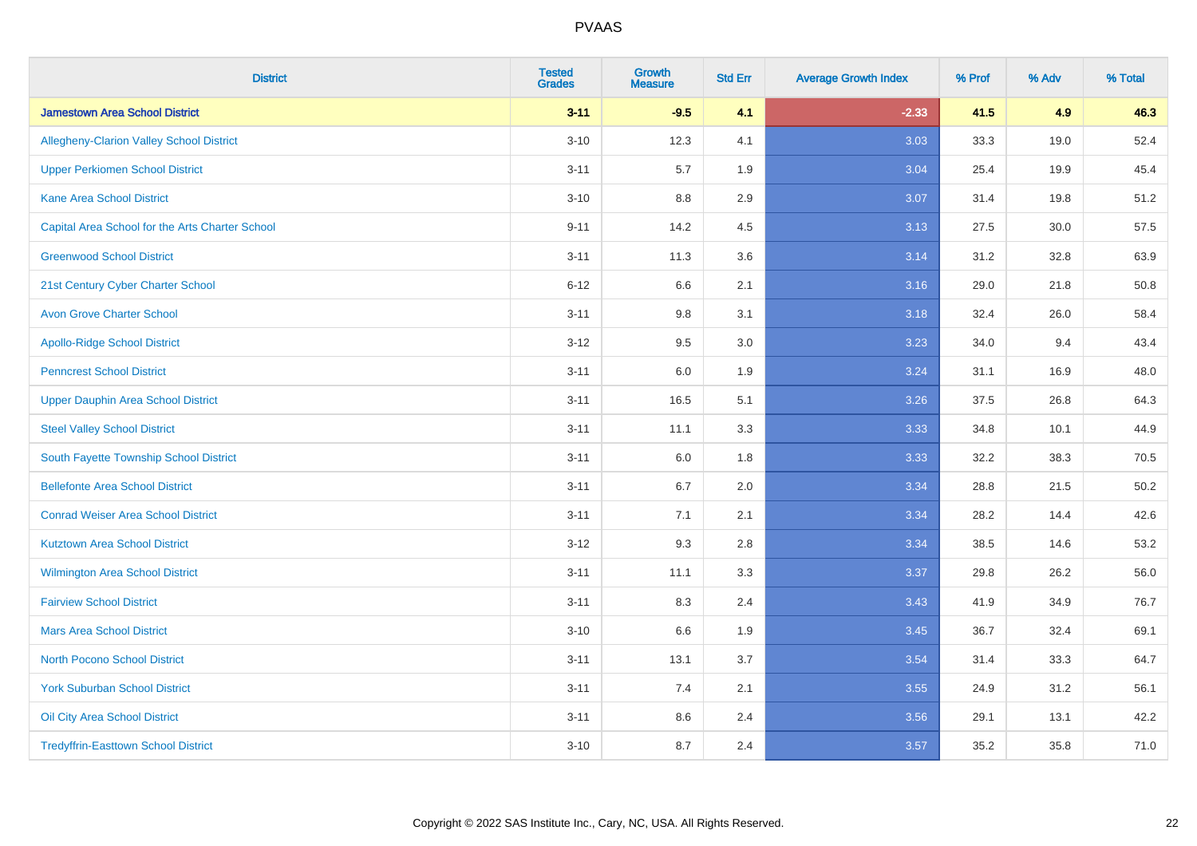| District | Tested Grades | Growth Measure | Std Err | Average Growth Index | % Prof | % Adv | % Total |
|---|---|---|---|---|---|---|---|
| **Jamestown Area School District** | **3-11** | **-9.5** | **4.1** | **-2.33** | **41.5** | **4.9** | **46.3** |
| Allegheny-Clarion Valley School District | 3-10 | 12.3 | 4.1 | 3.03 | 33.3 | 19.0 | 52.4 |
| Upper Perkiomen School District | 3-11 | 5.7 | 1.9 | 3.04 | 25.4 | 19.9 | 45.4 |
| Kane Area School District | 3-10 | 8.8 | 2.9 | 3.07 | 31.4 | 19.8 | 51.2 |
| Capital Area School for the Arts Charter School | 9-11 | 14.2 | 4.5 | 3.13 | 27.5 | 30.0 | 57.5 |
| Greenwood School District | 3-11 | 11.3 | 3.6 | 3.14 | 31.2 | 32.8 | 63.9 |
| 21st Century Cyber Charter School | 6-12 | 6.6 | 2.1 | 3.16 | 29.0 | 21.8 | 50.8 |
| Avon Grove Charter School | 3-11 | 9.8 | 3.1 | 3.18 | 32.4 | 26.0 | 58.4 |
| Apollo-Ridge School District | 3-12 | 9.5 | 3.0 | 3.23 | 34.0 | 9.4 | 43.4 |
| Penncrest School District | 3-11 | 6.0 | 1.9 | 3.24 | 31.1 | 16.9 | 48.0 |
| Upper Dauphin Area School District | 3-11 | 16.5 | 5.1 | 3.26 | 37.5 | 26.8 | 64.3 |
| Steel Valley School District | 3-11 | 11.1 | 3.3 | 3.33 | 34.8 | 10.1 | 44.9 |
| South Fayette Township School District | 3-11 | 6.0 | 1.8 | 3.33 | 32.2 | 38.3 | 70.5 |
| Bellefonte Area School District | 3-11 | 6.7 | 2.0 | 3.34 | 28.8 | 21.5 | 50.2 |
| Conrad Weiser Area School District | 3-11 | 7.1 | 2.1 | 3.34 | 28.2 | 14.4 | 42.6 |
| Kutztown Area School District | 3-12 | 9.3 | 2.8 | 3.34 | 38.5 | 14.6 | 53.2 |
| Wilmington Area School District | 3-11 | 11.1 | 3.3 | 3.37 | 29.8 | 26.2 | 56.0 |
| Fairview School District | 3-11 | 8.3 | 2.4 | 3.43 | 41.9 | 34.9 | 76.7 |
| Mars Area School District | 3-10 | 6.6 | 1.9 | 3.45 | 36.7 | 32.4 | 69.1 |
| North Pocono School District | 3-11 | 13.1 | 3.7 | 3.54 | 31.4 | 33.3 | 64.7 |
| York Suburban School District | 3-11 | 7.4 | 2.1 | 3.55 | 24.9 | 31.2 | 56.1 |
| Oil City Area School District | 3-11 | 8.6 | 2.4 | 3.56 | 29.1 | 13.1 | 42.2 |
| Tredyffrin-Easttown School District | 3-10 | 8.7 | 2.4 | 3.57 | 35.2 | 35.8 | 71.0 |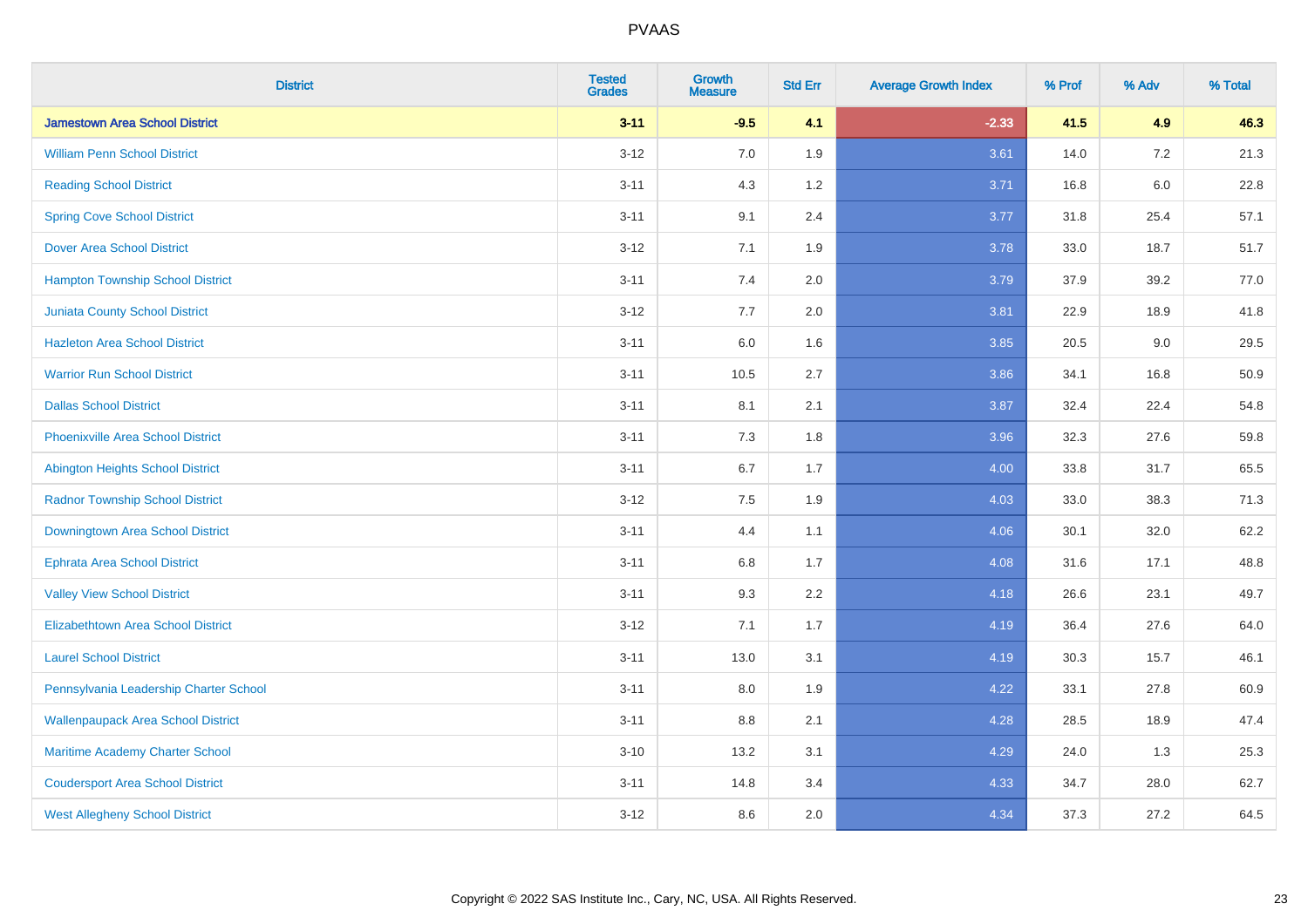| District | Tested Grades | Growth Measure | Std Err | Average Growth Index | % Prof | % Adv | % Total |
|---|---|---|---|---|---|---|---|
| **Jamestown Area School District** | **3-11** | **-9.5** | **4.1** | **-2.33** | **41.5** | **4.9** | **46.3** |
| William Penn School District | 3-12 | 7.0 | 1.9 | 3.61 | 14.0 | 7.2 | 21.3 |
| Reading School District | 3-11 | 4.3 | 1.2 | 3.71 | 16.8 | 6.0 | 22.8 |
| Spring Cove School District | 3-11 | 9.1 | 2.4 | 3.77 | 31.8 | 25.4 | 57.1 |
| Dover Area School District | 3-12 | 7.1 | 1.9 | 3.78 | 33.0 | 18.7 | 51.7 |
| Hampton Township School District | 3-11 | 7.4 | 2.0 | 3.79 | 37.9 | 39.2 | 77.0 |
| Juniata County School District | 3-12 | 7.7 | 2.0 | 3.81 | 22.9 | 18.9 | 41.8 |
| Hazleton Area School District | 3-11 | 6.0 | 1.6 | 3.85 | 20.5 | 9.0 | 29.5 |
| Warrior Run School District | 3-11 | 10.5 | 2.7 | 3.86 | 34.1 | 16.8 | 50.9 |
| Dallas School District | 3-11 | 8.1 | 2.1 | 3.87 | 32.4 | 22.4 | 54.8 |
| Phoenixville Area School District | 3-11 | 7.3 | 1.8 | 3.96 | 32.3 | 27.6 | 59.8 |
| Abington Heights School District | 3-11 | 6.7 | 1.7 | 4.00 | 33.8 | 31.7 | 65.5 |
| Radnor Township School District | 3-12 | 7.5 | 1.9 | 4.03 | 33.0 | 38.3 | 71.3 |
| Downingtown Area School District | 3-11 | 4.4 | 1.1 | 4.06 | 30.1 | 32.0 | 62.2 |
| Ephrata Area School District | 3-11 | 6.8 | 1.7 | 4.08 | 31.6 | 17.1 | 48.8 |
| Valley View School District | 3-11 | 9.3 | 2.2 | 4.18 | 26.6 | 23.1 | 49.7 |
| Elizabethtown Area School District | 3-12 | 7.1 | 1.7 | 4.19 | 36.4 | 27.6 | 64.0 |
| Laurel School District | 3-11 | 13.0 | 3.1 | 4.19 | 30.3 | 15.7 | 46.1 |
| Pennsylvania Leadership Charter School | 3-11 | 8.0 | 1.9 | 4.22 | 33.1 | 27.8 | 60.9 |
| Wallenpaupack Area School District | 3-11 | 8.8 | 2.1 | 4.28 | 28.5 | 18.9 | 47.4 |
| Maritime Academy Charter School | 3-10 | 13.2 | 3.1 | 4.29 | 24.0 | 1.3 | 25.3 |
| Coudersport Area School District | 3-11 | 14.8 | 3.4 | 4.33 | 34.7 | 28.0 | 62.7 |
| West Allegheny School District | 3-12 | 8.6 | 2.0 | 4.34 | 37.3 | 27.2 | 64.5 |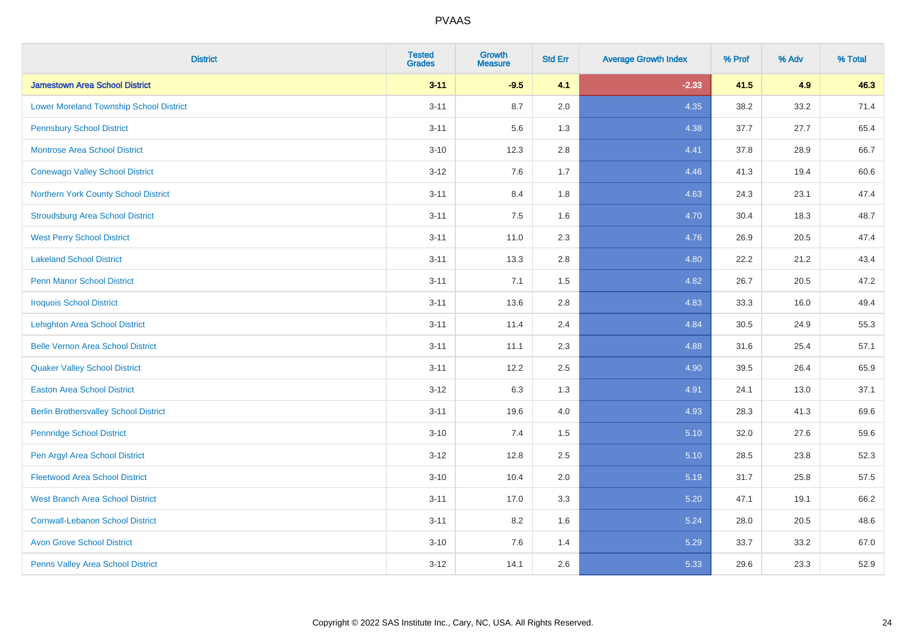| District | Tested Grades | Growth Measure | Std Err | Average Growth Index | % Prof | % Adv | % Total |
|---|---|---|---|---|---|---|---|
| **Jamestown Area School District** | **3-11** | **-9.5** | **4.1** | **-2.33** | **41.5** | **4.9** | **46.3** |
| Lower Moreland Township School District | 3-11 | 8.7 | 2.0 | 4.35 | 38.2 | 33.2 | 71.4 |
| Pennsbury School District | 3-11 | 5.6 | 1.3 | 4.38 | 37.7 | 27.7 | 65.4 |
| Montrose Area School District | 3-10 | 12.3 | 2.8 | 4.41 | 37.8 | 28.9 | 66.7 |
| Conewago Valley School District | 3-12 | 7.6 | 1.7 | 4.46 | 41.3 | 19.4 | 60.6 |
| Northern York County School District | 3-11 | 8.4 | 1.8 | 4.63 | 24.3 | 23.1 | 47.4 |
| Stroudsburg Area School District | 3-11 | 7.5 | 1.6 | 4.70 | 30.4 | 18.3 | 48.7 |
| West Perry School District | 3-11 | 11.0 | 2.3 | 4.76 | 26.9 | 20.5 | 47.4 |
| Lakeland School District | 3-11 | 13.3 | 2.8 | 4.80 | 22.2 | 21.2 | 43.4 |
| Penn Manor School District | 3-11 | 7.1 | 1.5 | 4.82 | 26.7 | 20.5 | 47.2 |
| Iroquois School District | 3-11 | 13.6 | 2.8 | 4.83 | 33.3 | 16.0 | 49.4 |
| Lehighton Area School District | 3-11 | 11.4 | 2.4 | 4.84 | 30.5 | 24.9 | 55.3 |
| Belle Vernon Area School District | 3-11 | 11.1 | 2.3 | 4.88 | 31.6 | 25.4 | 57.1 |
| Quaker Valley School District | 3-11 | 12.2 | 2.5 | 4.90 | 39.5 | 26.4 | 65.9 |
| Easton Area School District | 3-12 | 6.3 | 1.3 | 4.91 | 24.1 | 13.0 | 37.1 |
| Berlin Brothersvalley School District | 3-11 | 19.6 | 4.0 | 4.93 | 28.3 | 41.3 | 69.6 |
| Pennridge School District | 3-10 | 7.4 | 1.5 | 5.10 | 32.0 | 27.6 | 59.6 |
| Pen Argyl Area School District | 3-12 | 12.8 | 2.5 | 5.10 | 28.5 | 23.8 | 52.3 |
| Fleetwood Area School District | 3-10 | 10.4 | 2.0 | 5.19 | 31.7 | 25.8 | 57.5 |
| West Branch Area School District | 3-11 | 17.0 | 3.3 | 5.20 | 47.1 | 19.1 | 66.2 |
| Cornwall-Lebanon School District | 3-11 | 8.2 | 1.6 | 5.24 | 28.0 | 20.5 | 48.6 |
| Avon Grove School District | 3-10 | 7.6 | 1.4 | 5.29 | 33.7 | 33.2 | 67.0 |
| Penns Valley Area School District | 3-12 | 14.1 | 2.6 | 5.33 | 29.6 | 23.3 | 52.9 |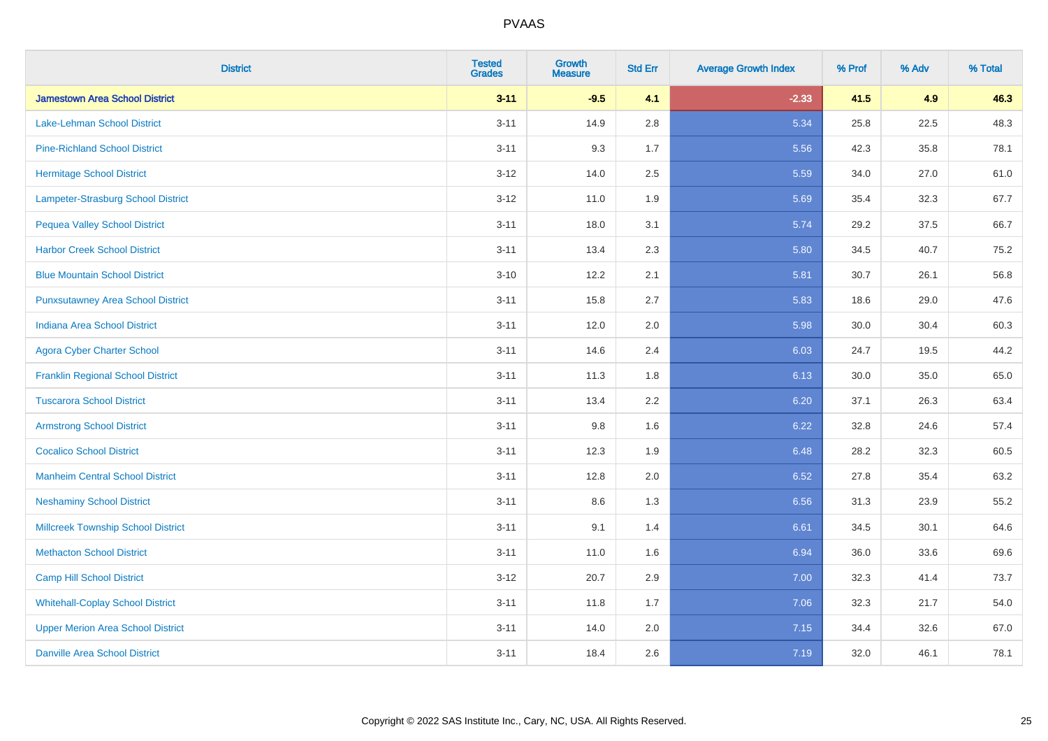| District | Tested Grades | Growth Measure | Std Err | Average Growth Index | % Prof | % Adv | % Total |
|---|---|---|---|---|---|---|---|
| **Jamestown Area School District** | **3-11** | **-9.5** | **4.1** | **-2.33** | **41.5** | **4.9** | **46.3** |
| Lake-Lehman School District | 3-11 | 14.9 | 2.8 | 5.34 | 25.8 | 22.5 | 48.3 |
| Pine-Richland School District | 3-11 | 9.3 | 1.7 | 5.56 | 42.3 | 35.8 | 78.1 |
| Hermitage School District | 3-12 | 14.0 | 2.5 | 5.59 | 34.0 | 27.0 | 61.0 |
| Lampeter-Strasburg School District | 3-12 | 11.0 | 1.9 | 5.69 | 35.4 | 32.3 | 67.7 |
| Pequea Valley School District | 3-11 | 18.0 | 3.1 | 5.74 | 29.2 | 37.5 | 66.7 |
| Harbor Creek School District | 3-11 | 13.4 | 2.3 | 5.80 | 34.5 | 40.7 | 75.2 |
| Blue Mountain School District | 3-10 | 12.2 | 2.1 | 5.81 | 30.7 | 26.1 | 56.8 |
| Punxsutawney Area School District | 3-11 | 15.8 | 2.7 | 5.83 | 18.6 | 29.0 | 47.6 |
| Indiana Area School District | 3-11 | 12.0 | 2.0 | 5.98 | 30.0 | 30.4 | 60.3 |
| Agora Cyber Charter School | 3-11 | 14.6 | 2.4 | 6.03 | 24.7 | 19.5 | 44.2 |
| Franklin Regional School District | 3-11 | 11.3 | 1.8 | 6.13 | 30.0 | 35.0 | 65.0 |
| Tuscarora School District | 3-11 | 13.4 | 2.2 | 6.20 | 37.1 | 26.3 | 63.4 |
| Armstrong School District | 3-11 | 9.8 | 1.6 | 6.22 | 32.8 | 24.6 | 57.4 |
| Cocalico School District | 3-11 | 12.3 | 1.9 | 6.48 | 28.2 | 32.3 | 60.5 |
| Manheim Central School District | 3-11 | 12.8 | 2.0 | 6.52 | 27.8 | 35.4 | 63.2 |
| Neshaminy School District | 3-11 | 8.6 | 1.3 | 6.56 | 31.3 | 23.9 | 55.2 |
| Millcreek Township School District | 3-11 | 9.1 | 1.4 | 6.61 | 34.5 | 30.1 | 64.6 |
| Methacton School District | 3-11 | 11.0 | 1.6 | 6.94 | 36.0 | 33.6 | 69.6 |
| Camp Hill School District | 3-12 | 20.7 | 2.9 | 7.00 | 32.3 | 41.4 | 73.7 |
| Whitehall-Coplay School District | 3-11 | 11.8 | 1.7 | 7.06 | 32.3 | 21.7 | 54.0 |
| Upper Merion Area School District | 3-11 | 14.0 | 2.0 | 7.15 | 34.4 | 32.6 | 67.0 |
| Danville Area School District | 3-11 | 18.4 | 2.6 | 7.19 | 32.0 | 46.1 | 78.1 |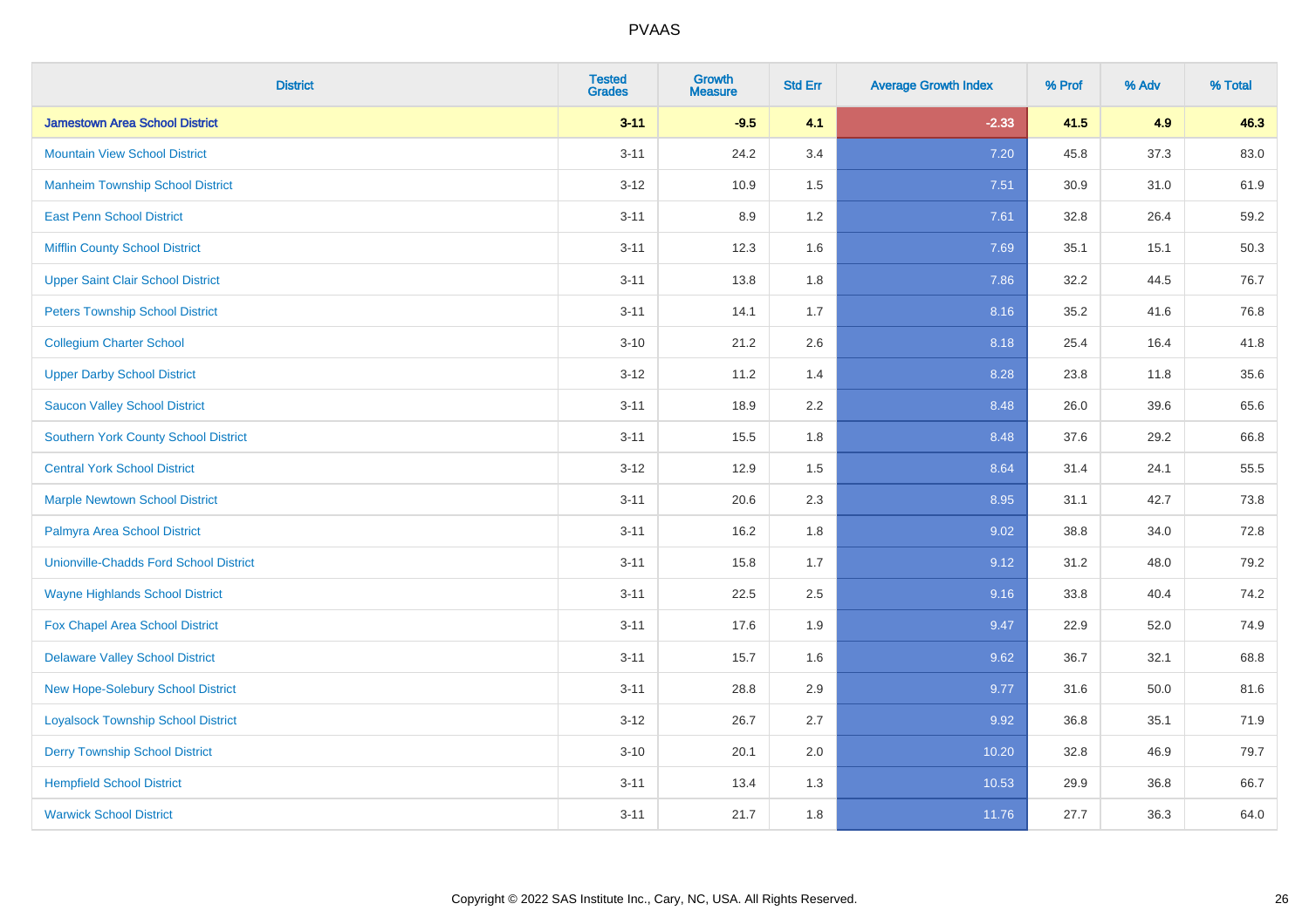| District | Tested Grades | Growth Measure | Std Err | Average Growth Index | % Prof | % Adv | % Total |
|---|---|---|---|---|---|---|---|
| **Jamestown Area School District** | **3-11** | **-9.5** | **4.1** | **-2.33** | **41.5** | **4.9** | **46.3** |
| Mountain View School District | 3-11 | 24.2 | 3.4 | 7.20 | 45.8 | 37.3 | 83.0 |
| Manheim Township School District | 3-12 | 10.9 | 1.5 | 7.51 | 30.9 | 31.0 | 61.9 |
| East Penn School District | 3-11 | 8.9 | 1.2 | 7.61 | 32.8 | 26.4 | 59.2 |
| Mifflin County School District | 3-11 | 12.3 | 1.6 | 7.69 | 35.1 | 15.1 | 50.3 |
| Upper Saint Clair School District | 3-11 | 13.8 | 1.8 | 7.86 | 32.2 | 44.5 | 76.7 |
| Peters Township School District | 3-11 | 14.1 | 1.7 | 8.16 | 35.2 | 41.6 | 76.8 |
| Collegium Charter School | 3-10 | 21.2 | 2.6 | 8.18 | 25.4 | 16.4 | 41.8 |
| Upper Darby School District | 3-12 | 11.2 | 1.4 | 8.28 | 23.8 | 11.8 | 35.6 |
| Saucon Valley School District | 3-11 | 18.9 | 2.2 | 8.48 | 26.0 | 39.6 | 65.6 |
| Southern York County School District | 3-11 | 15.5 | 1.8 | 8.48 | 37.6 | 29.2 | 66.8 |
| Central York School District | 3-12 | 12.9 | 1.5 | 8.64 | 31.4 | 24.1 | 55.5 |
| Marple Newtown School District | 3-11 | 20.6 | 2.3 | 8.95 | 31.1 | 42.7 | 73.8 |
| Palmyra Area School District | 3-11 | 16.2 | 1.8 | 9.02 | 38.8 | 34.0 | 72.8 |
| Unionville-Chadds Ford School District | 3-11 | 15.8 | 1.7 | 9.12 | 31.2 | 48.0 | 79.2 |
| Wayne Highlands School District | 3-11 | 22.5 | 2.5 | 9.16 | 33.8 | 40.4 | 74.2 |
| Fox Chapel Area School District | 3-11 | 17.6 | 1.9 | 9.47 | 22.9 | 52.0 | 74.9 |
| Delaware Valley School District | 3-11 | 15.7 | 1.6 | 9.62 | 36.7 | 32.1 | 68.8 |
| New Hope-Solebury School District | 3-11 | 28.8 | 2.9 | 9.77 | 31.6 | 50.0 | 81.6 |
| Loyalsock Township School District | 3-12 | 26.7 | 2.7 | 9.92 | 36.8 | 35.1 | 71.9 |
| Derry Township School District | 3-10 | 20.1 | 2.0 | 10.20 | 32.8 | 46.9 | 79.7 |
| Hempfield School District | 3-11 | 13.4 | 1.3 | 10.53 | 29.9 | 36.8 | 66.7 |
| Warwick School District | 3-11 | 21.7 | 1.8 | 11.76 | 27.7 | 36.3 | 64.0 |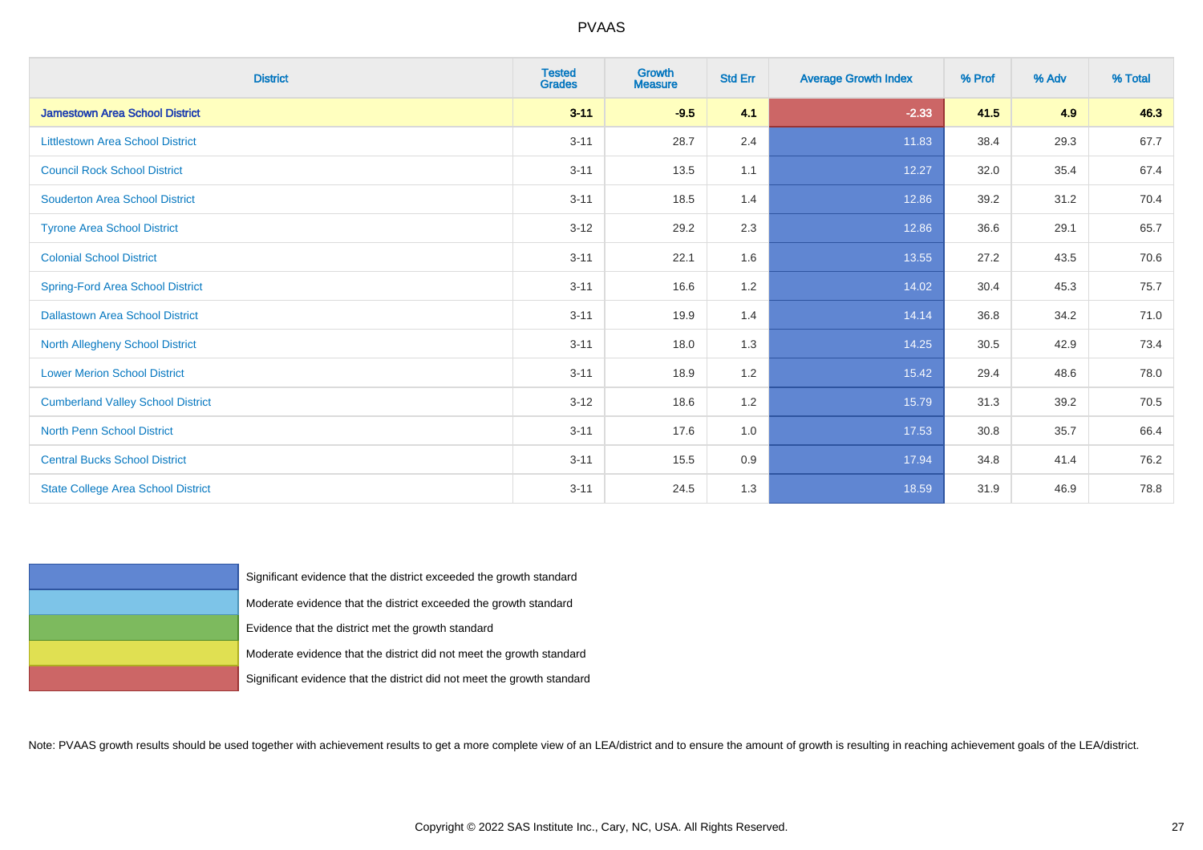PVAAS

| District | Tested Grades | Growth Measure | Std Err | Average Growth Index | % Prof | % Adv | % Total |
|---|---|---|---|---|---|---|---|
| **Jamestown Area School District** | **3-11** | **-9.5** | **4.1** | **-2.33** | **41.5** | **4.9** | **46.3** |
| Littlestown Area School District | 3-11 | 28.7 | 2.4 | 11.83 | 38.4 | 29.3 | 67.7 |
| Council Rock School District | 3-11 | 13.5 | 1.1 | 12.27 | 32.0 | 35.4 | 67.4 |
| Souderton Area School District | 3-11 | 18.5 | 1.4 | 12.86 | 39.2 | 31.2 | 70.4 |
| Tyrone Area School District | 3-12 | 29.2 | 2.3 | 12.86 | 36.6 | 29.1 | 65.7 |
| Colonial School District | 3-11 | 22.1 | 1.6 | 13.55 | 27.2 | 43.5 | 70.6 |
| Spring-Ford Area School District | 3-11 | 16.6 | 1.2 | 14.02 | 30.4 | 45.3 | 75.7 |
| Dallastown Area School District | 3-11 | 19.9 | 1.4 | 14.14 | 36.8 | 34.2 | 71.0 |
| North Allegheny School District | 3-11 | 18.0 | 1.3 | 14.25 | 30.5 | 42.9 | 73.4 |
| Lower Merion School District | 3-11 | 18.9 | 1.2 | 15.42 | 29.4 | 48.6 | 78.0 |
| Cumberland Valley School District | 3-12 | 18.6 | 1.2 | 15.79 | 31.3 | 39.2 | 70.5 |
| North Penn School District | 3-11 | 17.6 | 1.0 | 17.53 | 30.8 | 35.7 | 66.4 |
| Central Bucks School District | 3-11 | 15.5 | 0.9 | 17.94 | 34.8 | 41.4 | 76.2 |
| State College Area School District | 3-11 | 24.5 | 1.3 | 18.59 | 31.9 | 46.9 | 78.8 |

Significant evidence that the district exceeded the growth standard

Moderate evidence that the district exceeded the growth standard

Evidence that the district met the growth standard

Moderate evidence that the district did not meet the growth standard

Significant evidence that the district did not meet the growth standard

Note: PVAAS growth results should be used together with achievement results to get a more complete view of an LEA/district and to ensure the amount of growth is resulting in reaching achievement goals of the LEA/district.

Copyright © 2022 SAS Institute Inc., Cary, NC, USA. All Rights Reserved.